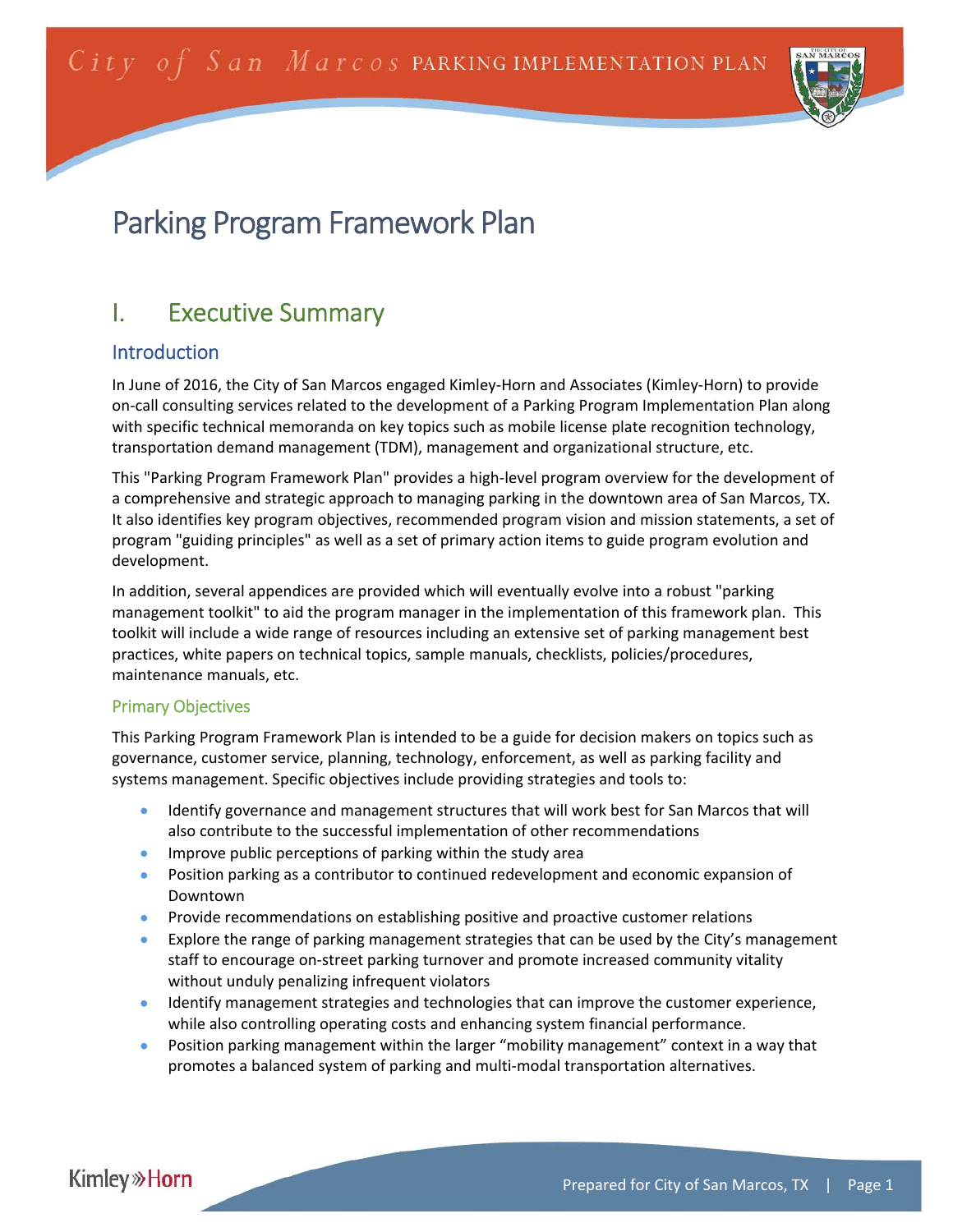# Parking Program Framework Plan

## I. Executive Summary

### Introduction

In June of 2016, the City of San Marcos engaged Kimley-Horn and Associates (Kimley-Horn) to provide on-call consulting services related to the development of a Parking Program Implementation Plan along with specific technical memoranda on key topics such as mobile license plate recognition technology, transportation demand management (TDM), management and organizational structure, etc.

This "Parking Program Framework Plan" provides a high-level program overview for the development of a comprehensive and strategic approach to managing parking in the downtown area of San Marcos, TX. It also identifies key program objectives, recommended program vision and mission statements, a set of program "guiding principles" as well as a set of primary action items to guide program evolution and development.

In addition, several appendices are provided which will eventually evolve into a robust "parking management toolkit" to aid the program manager in the implementation of this framework plan. This toolkit will include a wide range of resources including an extensive set of parking management best practices, white papers on technical topics, sample manuals, checklists, policies/procedures, maintenance manuals, etc.

#### Primary Objectives

This Parking Program Framework Plan is intended to be a guide for decision makers on topics such as governance, customer service, planning, technology, enforcement, as well as parking facility and systems management. Specific objectives include providing strategies and tools to:

- Identify governance and management structures that will work best for San Marcos that will also contribute to the successful implementation of other recommendations
- Improve public perceptions of parking within the study area
- Position parking as a contributor to continued redevelopment and economic expansion of Downtown
- Provide recommendations on establishing positive and proactive customer relations
- Explore the range of parking management strategies that can be used by the City's management staff to encourage on-street parking turnover and promote increased community vitality without unduly penalizing infrequent violators
- Identify management strategies and technologies that can improve the customer experience, while also controlling operating costs and enhancing system financial performance.
- Position parking management within the larger "mobility management" context in a way that promotes a balanced system of parking and multi-modal transportation alternatives.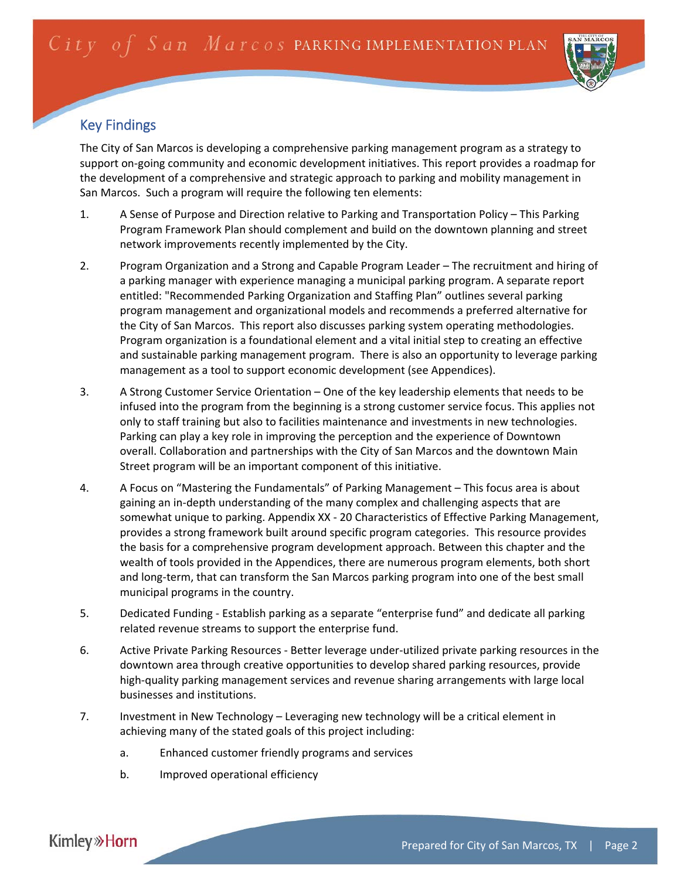## Key Findings

The City of San Marcos is developing a comprehensive parking management program as a strategy to support on-going community and economic development initiatives. This report provides a roadmap for the development of a comprehensive and strategic approach to parking and mobility management in San Marcos. Such a program will require the following ten elements:

1. A Sense of Purpose and Direction relative to Parking and Transportation Policy – This Parking Program Framework Plan should complement and build on the downtown planning and street network improvements recently implemented by the City.

2. Program Organization and a Strong and Capable Program Leader – The recruitment and hiring of a parking manager with experience managing a municipal parking program. A separate report entitled: "Recommended Parking Organization and Staffing Plan" outlines several parking program management and organizational models and recommends a preferred alternative for the City of San Marcos. This report also discusses parking system operating methodologies. Program organization is a foundational element and a vital initial step to creating an effective and sustainable parking management program. There is also an opportunity to leverage parking management as a tool to support economic development (see Appendices).

3. A Strong Customer Service Orientation – One of the key leadership elements that needs to be infused into the program from the beginning is a strong customer service focus. This applies not only to staff training but also to facilities maintenance and investments in new technologies. Parking can play a key role in improving the perception and the experience of Downtown overall. Collaboration and partnerships with the City of San Marcos and the downtown Main Street program will be an important component of this initiative.

4. A Focus on "Mastering the Fundamentals" of Parking Management – This focus area is about gaining an in-depth understanding of the many complex and challenging aspects that are somewhat unique to parking. Appendix XX - 20 Characteristics of Effective Parking Management, provides a strong framework built around specific program categories. This resource provides the basis for a comprehensive program development approach. Between this chapter and the wealth of tools provided in the Appendices, there are numerous program elements, both short and long-term, that can transform the San Marcos parking program into one of the best small municipal programs in the country.

5. Dedicated Funding - Establish parking as a separate "enterprise fund" and dedicate all parking related revenue streams to support the enterprise fund.

6. Active Private Parking Resources - Better leverage under-utilized private parking resources in the downtown area through creative opportunities to develop shared parking resources, provide high-quality parking management services and revenue sharing arrangements with large local businesses and institutions.

7. Investment in New Technology – Leveraging new technology will be a critical element in achieving many of the stated goals of this project including:

    a. Enhanced customer friendly programs and services

    b. Improved operational efficiency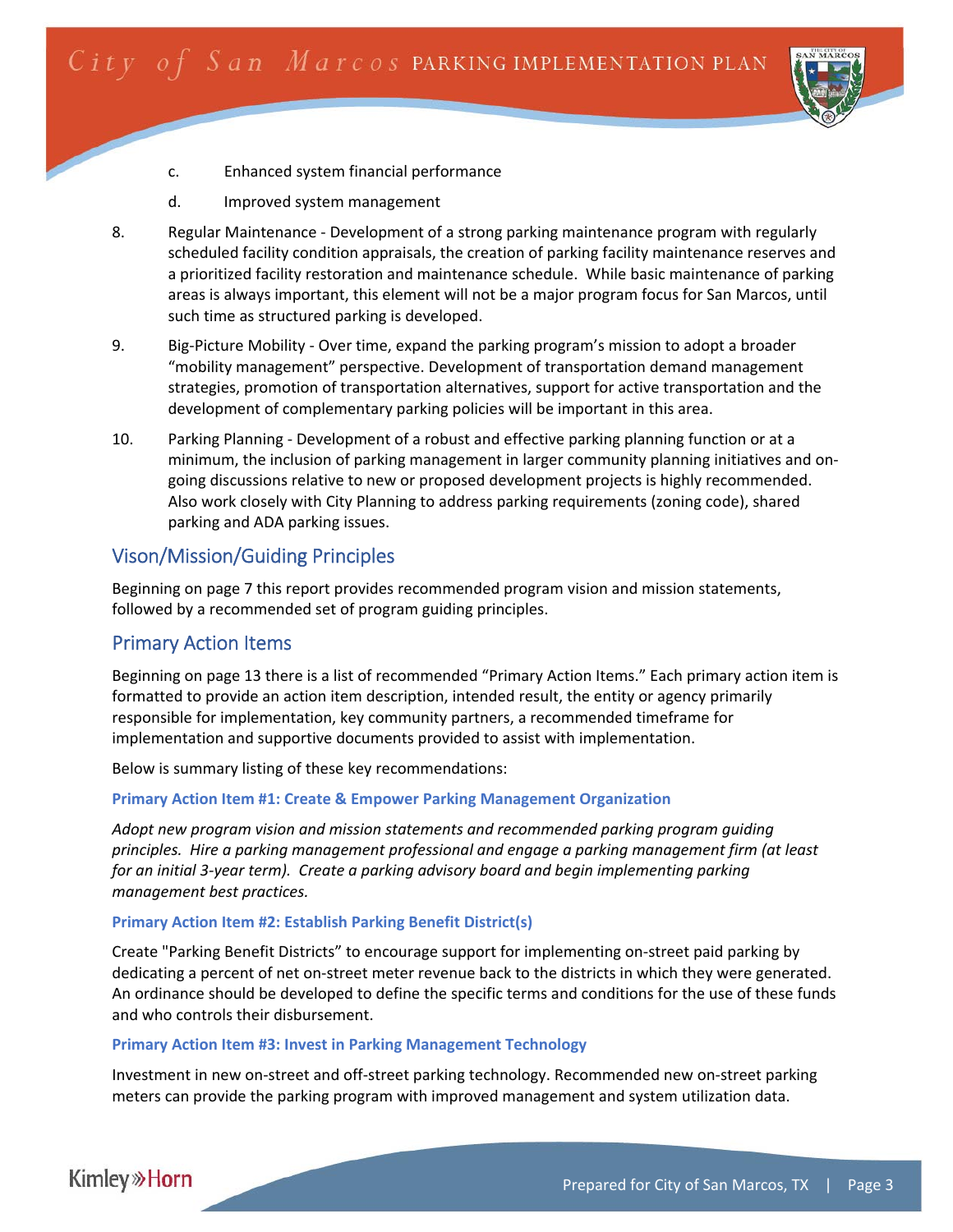c. Enhanced system financial performance

d. Improved system management

8. Regular Maintenance - Development of a strong parking maintenance program with regularly scheduled facility condition appraisals, the creation of parking facility maintenance reserves and a prioritized facility restoration and maintenance schedule. While basic maintenance of parking areas is always important, this element will not be a major program focus for San Marcos, until such time as structured parking is developed.

9. Big-Picture Mobility - Over time, expand the parking program's mission to adopt a broader "mobility management" perspective. Development of transportation demand management strategies, promotion of transportation alternatives, support for active transportation and the development of complementary parking policies will be important in this area.

10. Parking Planning - Development of a robust and effective parking planning function or at a minimum, the inclusion of parking management in larger community planning initiatives and on-going discussions relative to new or proposed development projects is highly recommended. Also work closely with City Planning to address parking requirements (zoning code), shared parking and ADA parking issues.

## Vison/Mission/Guiding Principles

Beginning on page 7 this report provides recommended program vision and mission statements, followed by a recommended set of program guiding principles.

## Primary Action Items

Beginning on page 13 there is a list of recommended "Primary Action Items." Each primary action item is formatted to provide an action item description, intended result, the entity or agency primarily responsible for implementation, key community partners, a recommended timeframe for implementation and supportive documents provided to assist with implementation.

Below is summary listing of these key recommendations:

#### Primary Action Item #1: Create & Empower Parking Management Organization

*Adopt new program vision and mission statements and recommended parking program guiding principles. Hire a parking management professional and engage a parking management firm (at least for an initial 3-year term). Create a parking advisory board and begin implementing parking management best practices.*

#### Primary Action Item #2: Establish Parking Benefit District(s)

Create "Parking Benefit Districts" to encourage support for implementing on-street paid parking by dedicating a percent of net on-street meter revenue back to the districts in which they were generated. An ordinance should be developed to define the specific terms and conditions for the use of these funds and who controls their disbursement.

#### Primary Action Item #3: Invest in Parking Management Technology

Investment in new on-street and off-street parking technology. Recommended new on-street parking meters can provide the parking program with improved management and system utilization data.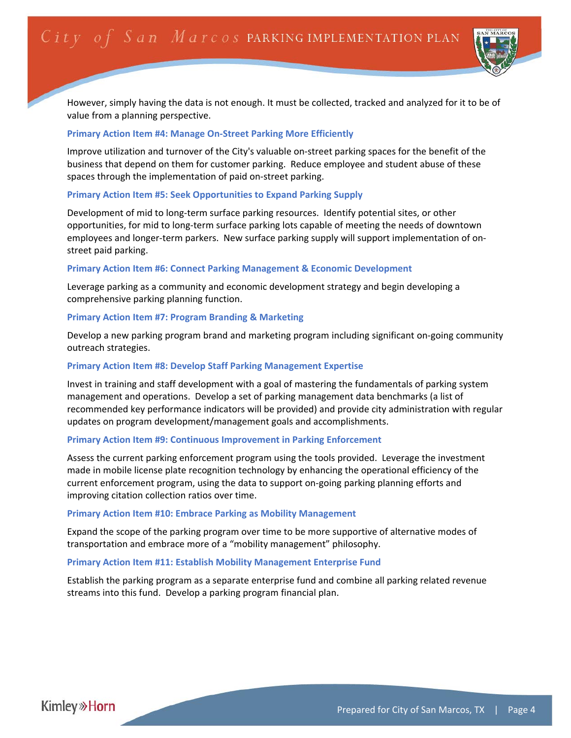However, simply having the data is not enough. It must be collected, tracked and analyzed for it to be of value from a planning perspective.

### Primary Action Item #4: Manage On-Street Parking More Efficiently

Improve utilization and turnover of the City's valuable on-street parking spaces for the benefit of the business that depend on them for customer parking. Reduce employee and student abuse of these spaces through the implementation of paid on-street parking.

### Primary Action Item #5: Seek Opportunities to Expand Parking Supply

Development of mid to long-term surface parking resources. Identify potential sites, or other opportunities, for mid to long-term surface parking lots capable of meeting the needs of downtown employees and longer-term parkers. New surface parking supply will support implementation of on-street paid parking.

### Primary Action Item #6: Connect Parking Management & Economic Development

Leverage parking as a community and economic development strategy and begin developing a comprehensive parking planning function.

### Primary Action Item #7: Program Branding & Marketing

Develop a new parking program brand and marketing program including significant on-going community outreach strategies.

### Primary Action Item #8: Develop Staff Parking Management Expertise

Invest in training and staff development with a goal of mastering the fundamentals of parking system management and operations. Develop a set of parking management data benchmarks (a list of recommended key performance indicators will be provided) and provide city administration with regular updates on program development/management goals and accomplishments.

### Primary Action Item #9: Continuous Improvement in Parking Enforcement

Assess the current parking enforcement program using the tools provided. Leverage the investment made in mobile license plate recognition technology by enhancing the operational efficiency of the current enforcement program, using the data to support on-going parking planning efforts and improving citation collection ratios over time.

### Primary Action Item #10: Embrace Parking as Mobility Management

Expand the scope of the parking program over time to be more supportive of alternative modes of transportation and embrace more of a "mobility management" philosophy.

### Primary Action Item #11: Establish Mobility Management Enterprise Fund

Establish the parking program as a separate enterprise fund and combine all parking related revenue streams into this fund. Develop a parking program financial plan.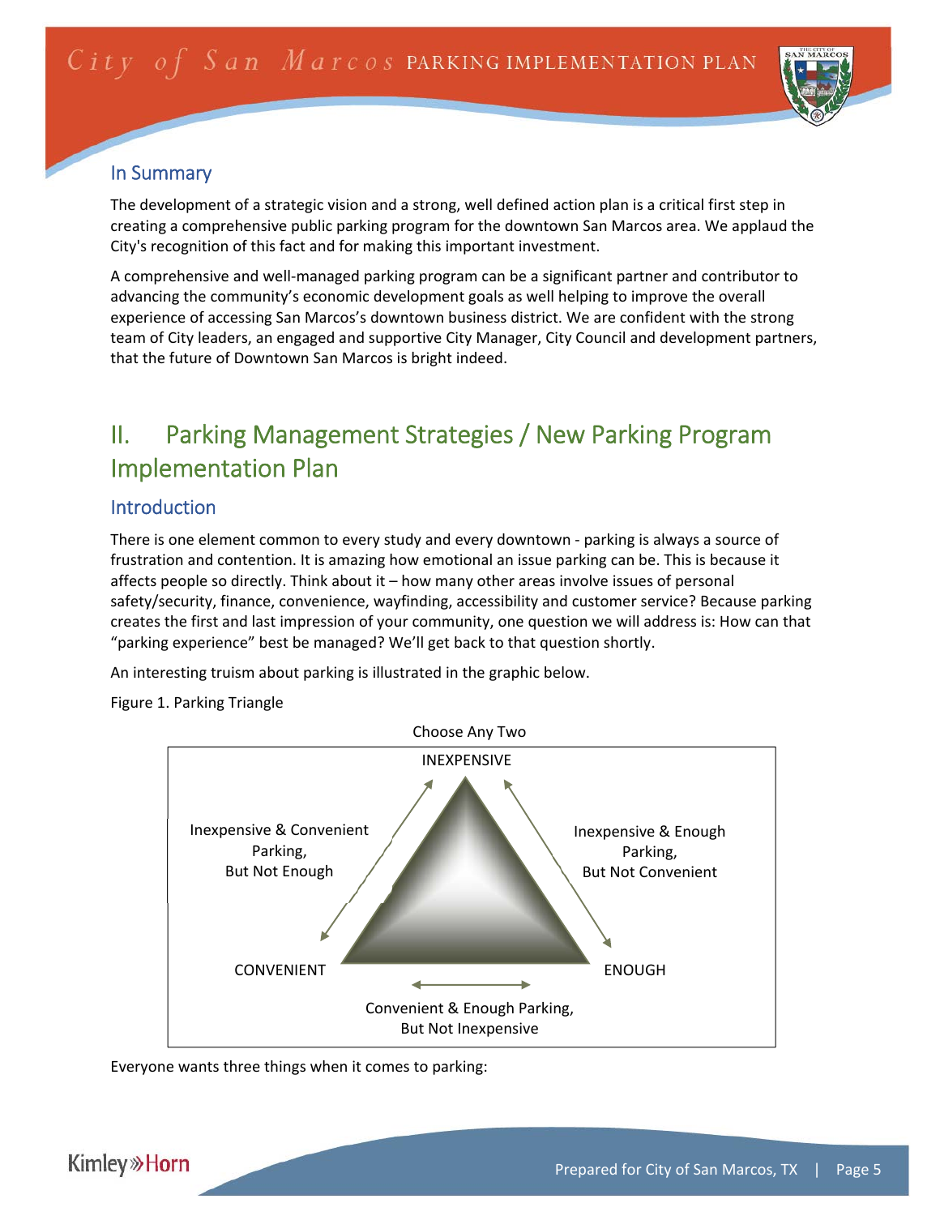## In Summary

The development of a strategic vision and a strong, well defined action plan is a critical first step in creating a comprehensive public parking program for the downtown San Marcos area. We applaud the City's recognition of this fact and for making this important investment.

A comprehensive and well-managed parking program can be a significant partner and contributor to advancing the community's economic development goals as well helping to improve the overall experience of accessing San Marcos's downtown business district. We are confident with the strong team of City leaders, an engaged and supportive City Manager, City Council and development partners, that the future of Downtown San Marcos is bright indeed.

# II. Parking Management Strategies / New Parking Program Implementation Plan

## Introduction

There is one element common to every study and every downtown - parking is always a source of frustration and contention. It is amazing how emotional an issue parking can be. This is because it affects people so directly. Think about it – how many other areas involve issues of personal safety/security, finance, convenience, wayfinding, accessibility and customer service? Because parking creates the first and last impression of your community, one question we will address is: How can that "parking experience" best be managed? We'll get back to that question shortly.

An interesting truism about parking is illustrated in the graphic below.

Figure 1. Parking Triangle

Choose Any Two

INEXPENSIVE

Inexpensive & Convenient Parking, But Not Enough

Inexpensive & Enough Parking, But Not Convenient

CONVENIENT

ENOUGH

Convenient & Enough Parking, But Not Inexpensive

Everyone wants three things when it comes to parking: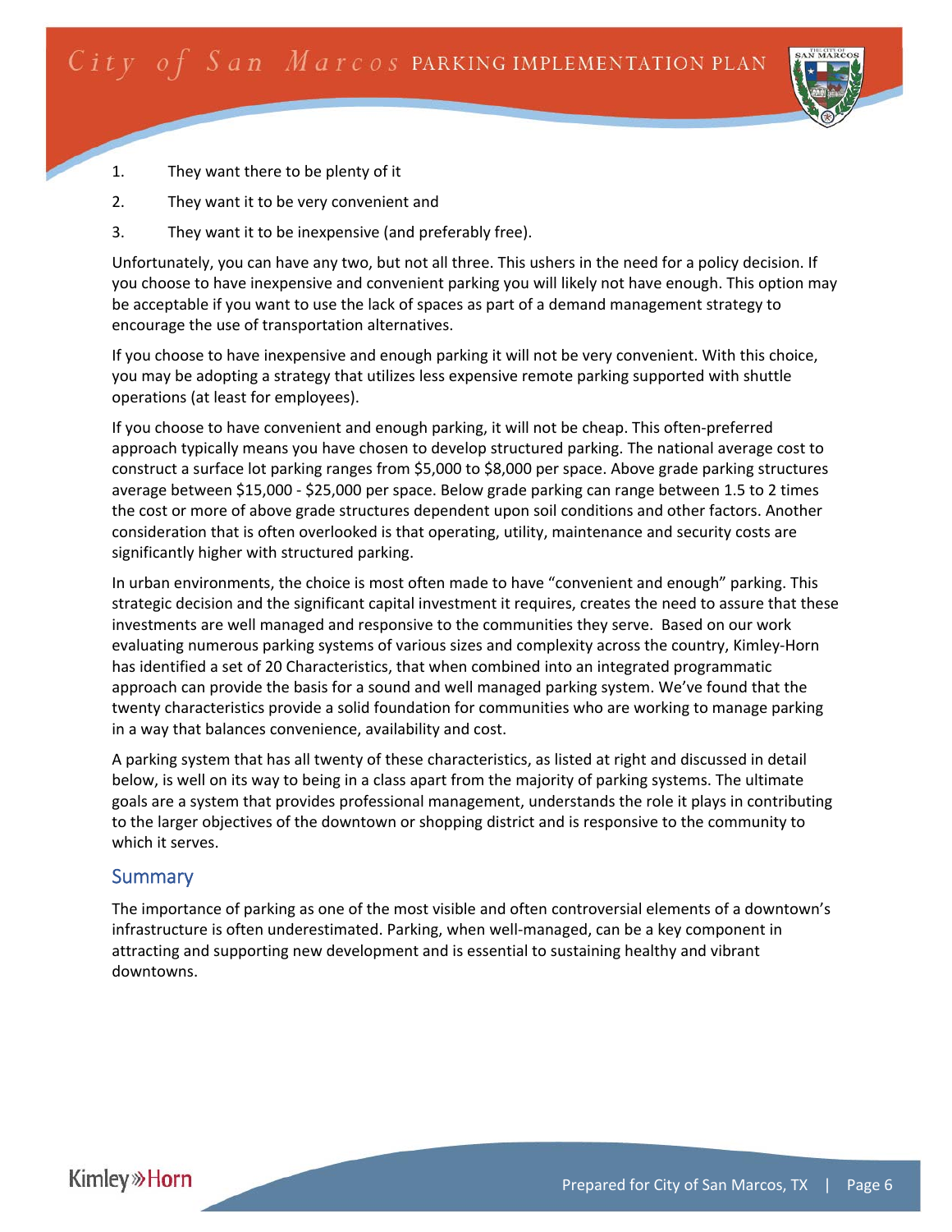1. They want there to be plenty of it
2. They want it to be very convenient and
3. They want it to be inexpensive (and preferably free).

Unfortunately, you can have any two, but not all three. This ushers in the need for a policy decision. If you choose to have inexpensive and convenient parking you will likely not have enough. This option may be acceptable if you want to use the lack of spaces as part of a demand management strategy to encourage the use of transportation alternatives.

If you choose to have inexpensive and enough parking it will not be very convenient. With this choice, you may be adopting a strategy that utilizes less expensive remote parking supported with shuttle operations (at least for employees).

If you choose to have convenient and enough parking, it will not be cheap. This often-preferred approach typically means you have chosen to develop structured parking. The national average cost to construct a surface lot parking ranges from $5,000 to $8,000 per space. Above grade parking structures average between $15,000 - $25,000 per space. Below grade parking can range between 1.5 to 2 times the cost or more of above grade structures dependent upon soil conditions and other factors. Another consideration that is often overlooked is that operating, utility, maintenance and security costs are significantly higher with structured parking.

In urban environments, the choice is most often made to have "convenient and enough" parking. This strategic decision and the significant capital investment it requires, creates the need to assure that these investments are well managed and responsive to the communities they serve. Based on our work evaluating numerous parking systems of various sizes and complexity across the country, Kimley-Horn has identified a set of 20 Characteristics, that when combined into an integrated programmatic approach can provide the basis for a sound and well managed parking system. We've found that the twenty characteristics provide a solid foundation for communities who are working to manage parking in a way that balances convenience, availability and cost.

A parking system that has all twenty of these characteristics, as listed at right and discussed in detail below, is well on its way to being in a class apart from the majority of parking systems. The ultimate goals are a system that provides professional management, understands the role it plays in contributing to the larger objectives of the downtown or shopping district and is responsive to the community to which it serves.

## Summary

The importance of parking as one of the most visible and often controversial elements of a downtown's infrastructure is often underestimated. Parking, when well-managed, can be a key component in attracting and supporting new development and is essential to sustaining healthy and vibrant downtowns.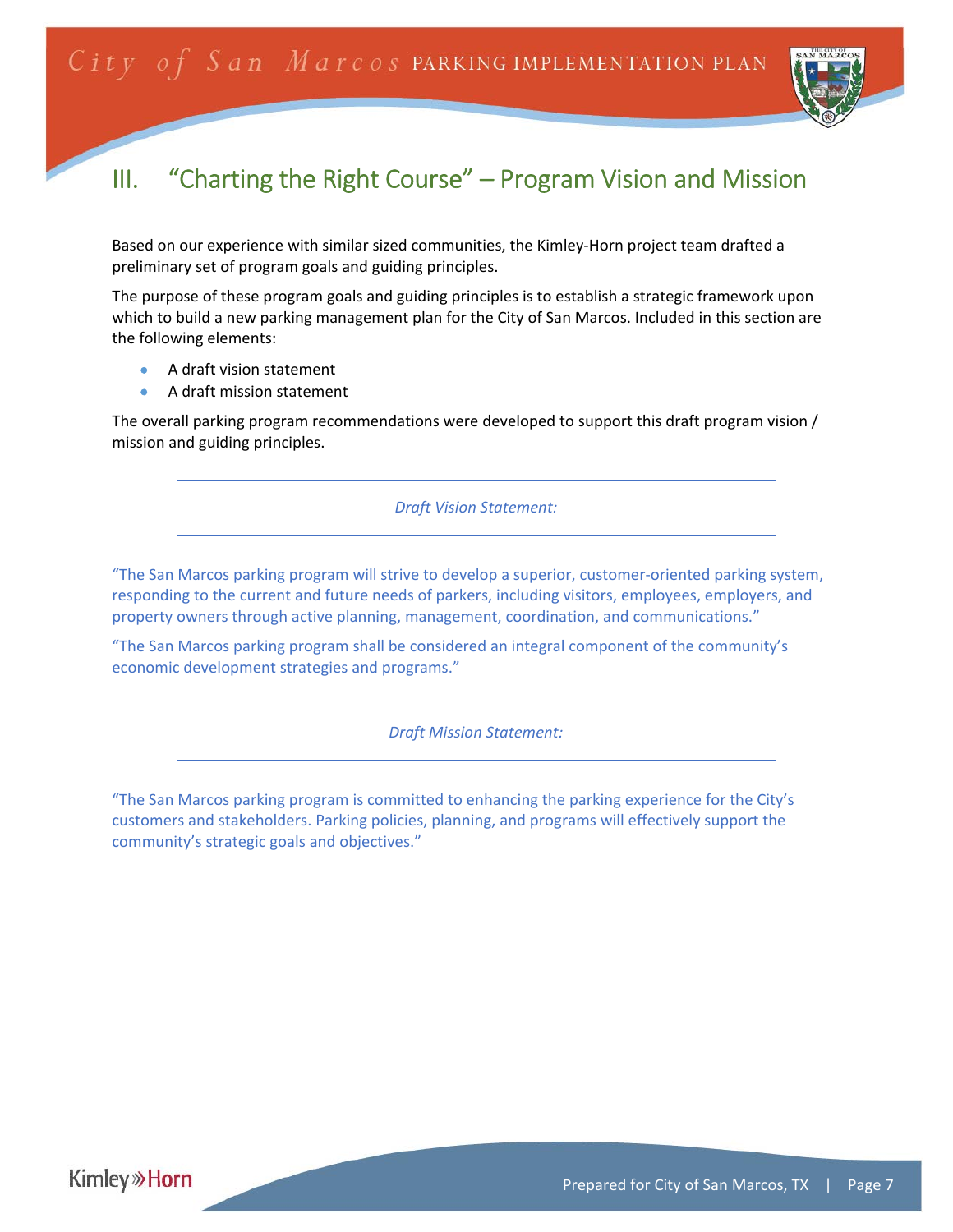# III. "Charting the Right Course" – Program Vision and Mission

Based on our experience with similar sized communities, the Kimley-Horn project team drafted a preliminary set of program goals and guiding principles.

The purpose of these program goals and guiding principles is to establish a strategic framework upon which to build a new parking management plan for the City of San Marcos. Included in this section are the following elements:

- A draft vision statement
- A draft mission statement

The overall parking program recommendations were developed to support this draft program vision / mission and guiding principles.

---

*Draft Vision Statement:*

---

"The San Marcos parking program will strive to develop a superior, customer-oriented parking system, responding to the current and future needs of parkers, including visitors, employees, employers, and property owners through active planning, management, coordination, and communications."

"The San Marcos parking program shall be considered an integral component of the community's economic development strategies and programs."

---

*Draft Mission Statement:*

---

"The San Marcos parking program is committed to enhancing the parking experience for the City's customers and stakeholders. Parking policies, planning, and programs will effectively support the community's strategic goals and objectives."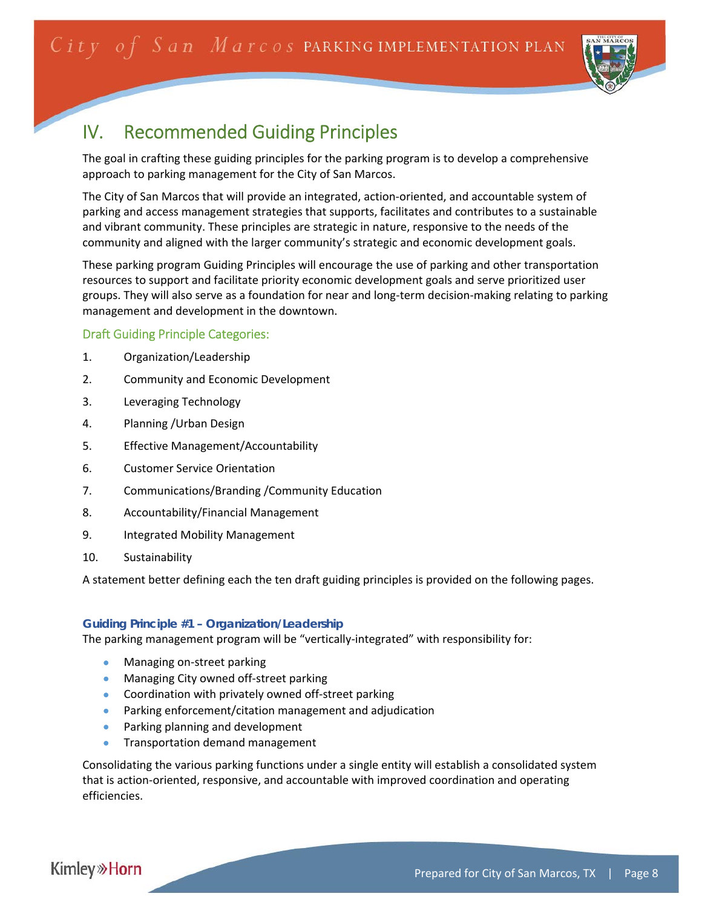# IV. Recommended Guiding Principles

The goal in crafting these guiding principles for the parking program is to develop a comprehensive approach to parking management for the City of San Marcos.

The City of San Marcos that will provide an integrated, action-oriented, and accountable system of parking and access management strategies that supports, facilitates and contributes to a sustainable and vibrant community. These principles are strategic in nature, responsive to the needs of the community and aligned with the larger community's strategic and economic development goals.

These parking program Guiding Principles will encourage the use of parking and other transportation resources to support and facilitate priority economic development goals and serve prioritized user groups. They will also serve as a foundation for near and long-term decision-making relating to parking management and development in the downtown.

## Draft Guiding Principle Categories:

1. Organization/Leadership
2. Community and Economic Development
3. Leveraging Technology
4. Planning /Urban Design
5. Effective Management/Accountability
6. Customer Service Orientation
7. Communications/Branding /Community Education
8. Accountability/Financial Management
9. Integrated Mobility Management
10. Sustainability

A statement better defining each the ten draft guiding principles is provided on the following pages.

### Guiding Principle #1 – Organization/Leadership

The parking management program will be "vertically-integrated" with responsibility for:

- Managing on-street parking
- Managing City owned off-street parking
- Coordination with privately owned off-street parking
- Parking enforcement/citation management and adjudication
- Parking planning and development
- Transportation demand management

Consolidating the various parking functions under a single entity will establish a consolidated system that is action-oriented, responsive, and accountable with improved coordination and operating efficiencies.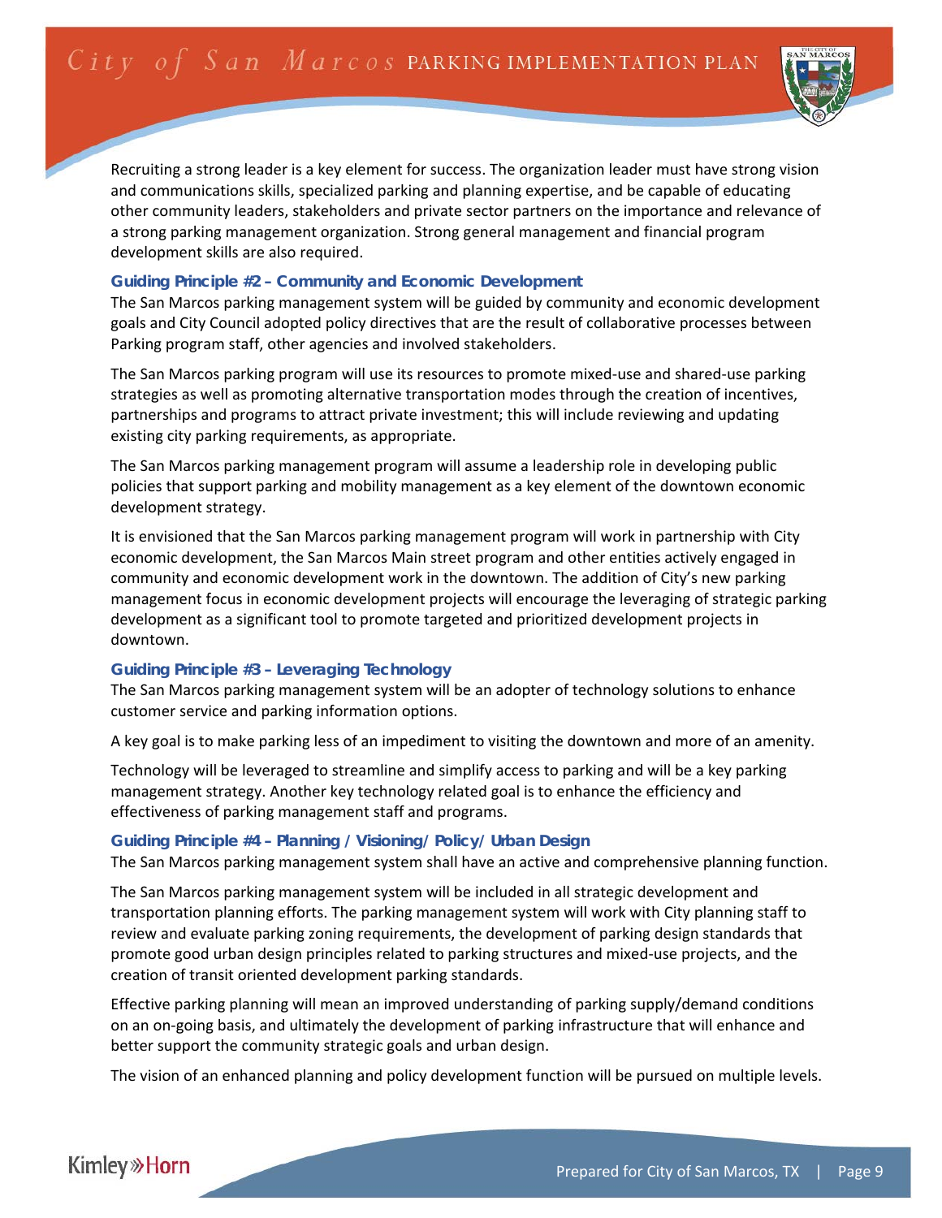Recruiting a strong leader is a key element for success. The organization leader must have strong vision and communications skills, specialized parking and planning expertise, and be capable of educating other community leaders, stakeholders and private sector partners on the importance and relevance of a strong parking management organization. Strong general management and financial program development skills are also required.

### Guiding Principle #2 – Community and Economic Development

The San Marcos parking management system will be guided by community and economic development goals and City Council adopted policy directives that are the result of collaborative processes between Parking program staff, other agencies and involved stakeholders.

The San Marcos parking program will use its resources to promote mixed-use and shared-use parking strategies as well as promoting alternative transportation modes through the creation of incentives, partnerships and programs to attract private investment; this will include reviewing and updating existing city parking requirements, as appropriate.

The San Marcos parking management program will assume a leadership role in developing public policies that support parking and mobility management as a key element of the downtown economic development strategy.

It is envisioned that the San Marcos parking management program will work in partnership with City economic development, the San Marcos Main street program and other entities actively engaged in community and economic development work in the downtown. The addition of City's new parking management focus in economic development projects will encourage the leveraging of strategic parking development as a significant tool to promote targeted and prioritized development projects in downtown.

### Guiding Principle #3 – Leveraging Technology

The San Marcos parking management system will be an adopter of technology solutions to enhance customer service and parking information options.

A key goal is to make parking less of an impediment to visiting the downtown and more of an amenity.

Technology will be leveraged to streamline and simplify access to parking and will be a key parking management strategy. Another key technology related goal is to enhance the efficiency and effectiveness of parking management staff and programs.

### Guiding Principle #4 – Planning / Visioning/ Policy/ Urban Design

The San Marcos parking management system shall have an active and comprehensive planning function.

The San Marcos parking management system will be included in all strategic development and transportation planning efforts. The parking management system will work with City planning staff to review and evaluate parking zoning requirements, the development of parking design standards that promote good urban design principles related to parking structures and mixed-use projects, and the creation of transit oriented development parking standards.

Effective parking planning will mean an improved understanding of parking supply/demand conditions on an on-going basis, and ultimately the development of parking infrastructure that will enhance and better support the community strategic goals and urban design.

The vision of an enhanced planning and policy development function will be pursued on multiple levels.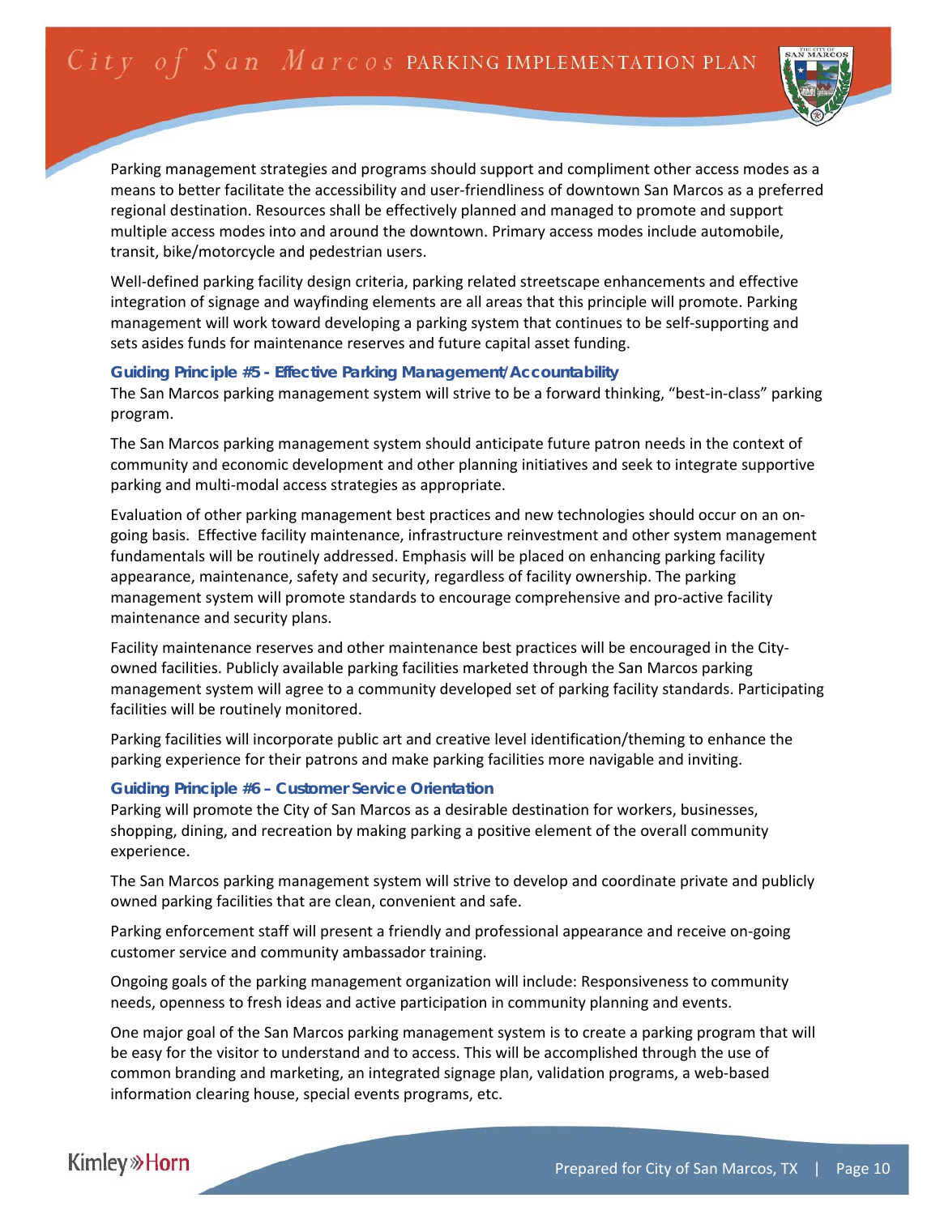Parking management strategies and programs should support and compliment other access modes as a means to better facilitate the accessibility and user-friendliness of downtown San Marcos as a preferred regional destination. Resources shall be effectively planned and managed to promote and support multiple access modes into and around the downtown. Primary access modes include automobile, transit, bike/motorcycle and pedestrian users.

Well-defined parking facility design criteria, parking related streetscape enhancements and effective integration of signage and wayfinding elements are all areas that this principle will promote. Parking management will work toward developing a parking system that continues to be self-supporting and sets asides funds for maintenance reserves and future capital asset funding.

### Guiding Principle #5 - Effective Parking Management/Accountability

The San Marcos parking management system will strive to be a forward thinking, "best-in-class" parking program.

The San Marcos parking management system should anticipate future patron needs in the context of community and economic development and other planning initiatives and seek to integrate supportive parking and multi-modal access strategies as appropriate.

Evaluation of other parking management best practices and new technologies should occur on an on-going basis. Effective facility maintenance, infrastructure reinvestment and other system management fundamentals will be routinely addressed. Emphasis will be placed on enhancing parking facility appearance, maintenance, safety and security, regardless of facility ownership. The parking management system will promote standards to encourage comprehensive and pro-active facility maintenance and security plans.

Facility maintenance reserves and other maintenance best practices will be encouraged in the City-owned facilities. Publicly available parking facilities marketed through the San Marcos parking management system will agree to a community developed set of parking facility standards. Participating facilities will be routinely monitored.

Parking facilities will incorporate public art and creative level identification/theming to enhance the parking experience for their patrons and make parking facilities more navigable and inviting.

### Guiding Principle #6 – Customer Service Orientation

Parking will promote the City of San Marcos as a desirable destination for workers, businesses, shopping, dining, and recreation by making parking a positive element of the overall community experience.

The San Marcos parking management system will strive to develop and coordinate private and publicly owned parking facilities that are clean, convenient and safe.

Parking enforcement staff will present a friendly and professional appearance and receive on-going customer service and community ambassador training.

Ongoing goals of the parking management organization will include: Responsiveness to community needs, openness to fresh ideas and active participation in community planning and events.

One major goal of the San Marcos parking management system is to create a parking program that will be easy for the visitor to understand and to access. This will be accomplished through the use of common branding and marketing, an integrated signage plan, validation programs, a web-based information clearing house, special events programs, etc.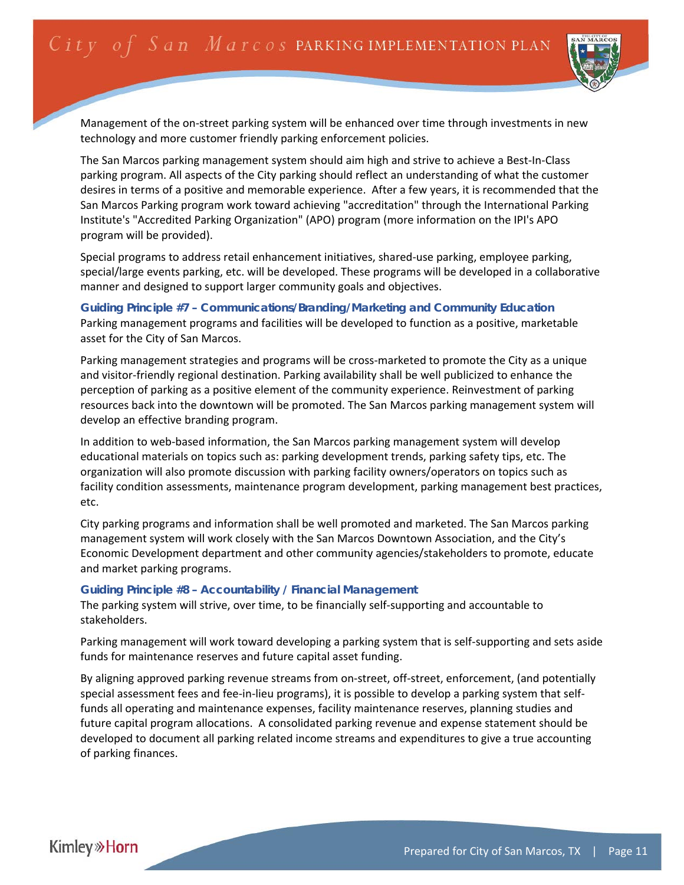Management of the on-street parking system will be enhanced over time through investments in new technology and more customer friendly parking enforcement policies.

The San Marcos parking management system should aim high and strive to achieve a Best-In-Class parking program. All aspects of the City parking should reflect an understanding of what the customer desires in terms of a positive and memorable experience. After a few years, it is recommended that the San Marcos Parking program work toward achieving "accreditation" through the International Parking Institute's "Accredited Parking Organization" (APO) program (more information on the IPI's APO program will be provided).

Special programs to address retail enhancement initiatives, shared-use parking, employee parking, special/large events parking, etc. will be developed. These programs will be developed in a collaborative manner and designed to support larger community goals and objectives.

### Guiding Principle #7 – Communications/Branding/Marketing and Community Education

Parking management programs and facilities will be developed to function as a positive, marketable asset for the City of San Marcos.

Parking management strategies and programs will be cross-marketed to promote the City as a unique and visitor-friendly regional destination. Parking availability shall be well publicized to enhance the perception of parking as a positive element of the community experience. Reinvestment of parking resources back into the downtown will be promoted. The San Marcos parking management system will develop an effective branding program.

In addition to web-based information, the San Marcos parking management system will develop educational materials on topics such as: parking development trends, parking safety tips, etc. The organization will also promote discussion with parking facility owners/operators on topics such as facility condition assessments, maintenance program development, parking management best practices, etc.

City parking programs and information shall be well promoted and marketed. The San Marcos parking management system will work closely with the San Marcos Downtown Association, and the City's Economic Development department and other community agencies/stakeholders to promote, educate and market parking programs.

### Guiding Principle #8 – Accountability / Financial Management

The parking system will strive, over time, to be financially self-supporting and accountable to stakeholders.

Parking management will work toward developing a parking system that is self-supporting and sets aside funds for maintenance reserves and future capital asset funding.

By aligning approved parking revenue streams from on-street, off-street, enforcement, (and potentially special assessment fees and fee-in-lieu programs), it is possible to develop a parking system that self-funds all operating and maintenance expenses, facility maintenance reserves, planning studies and future capital program allocations. A consolidated parking revenue and expense statement should be developed to document all parking related income streams and expenditures to give a true accounting of parking finances.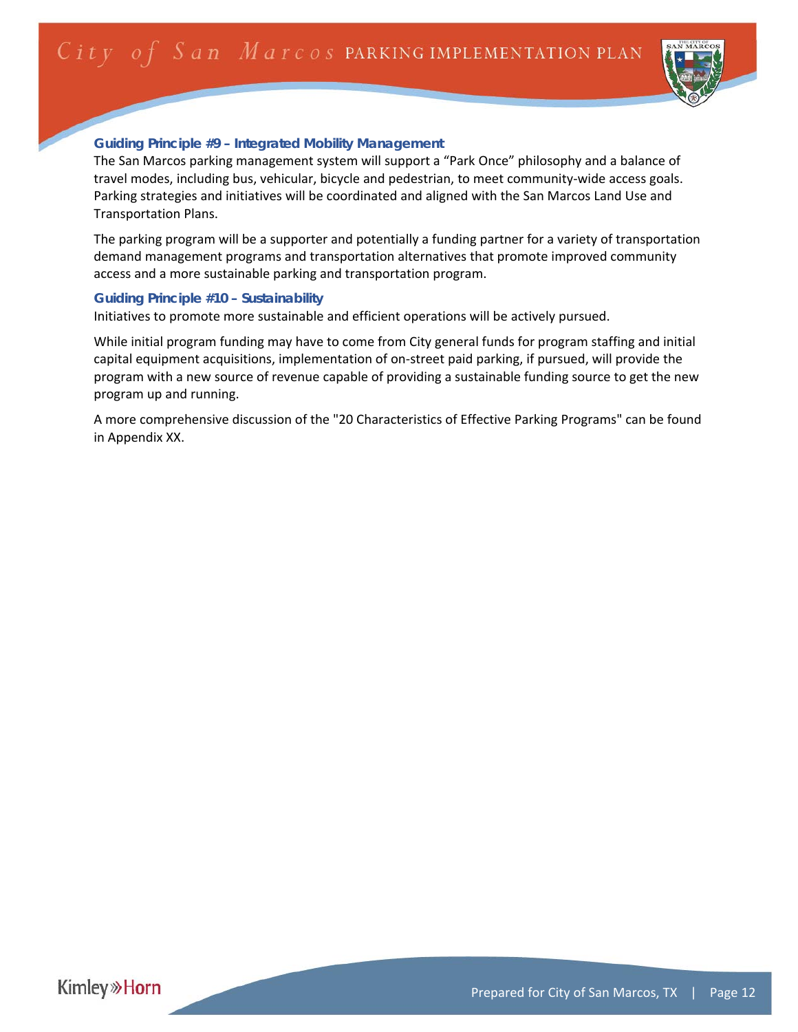### Guiding Principle #9 – Integrated Mobility Management

The San Marcos parking management system will support a "Park Once" philosophy and a balance of travel modes, including bus, vehicular, bicycle and pedestrian, to meet community-wide access goals. Parking strategies and initiatives will be coordinated and aligned with the San Marcos Land Use and Transportation Plans.

The parking program will be a supporter and potentially a funding partner for a variety of transportation demand management programs and transportation alternatives that promote improved community access and a more sustainable parking and transportation program.

### Guiding Principle #10 – Sustainability

Initiatives to promote more sustainable and efficient operations will be actively pursued.

While initial program funding may have to come from City general funds for program staffing and initial capital equipment acquisitions, implementation of on-street paid parking, if pursued, will provide the program with a new source of revenue capable of providing a sustainable funding source to get the new program up and running.

A more comprehensive discussion of the "20 Characteristics of Effective Parking Programs" can be found in Appendix XX.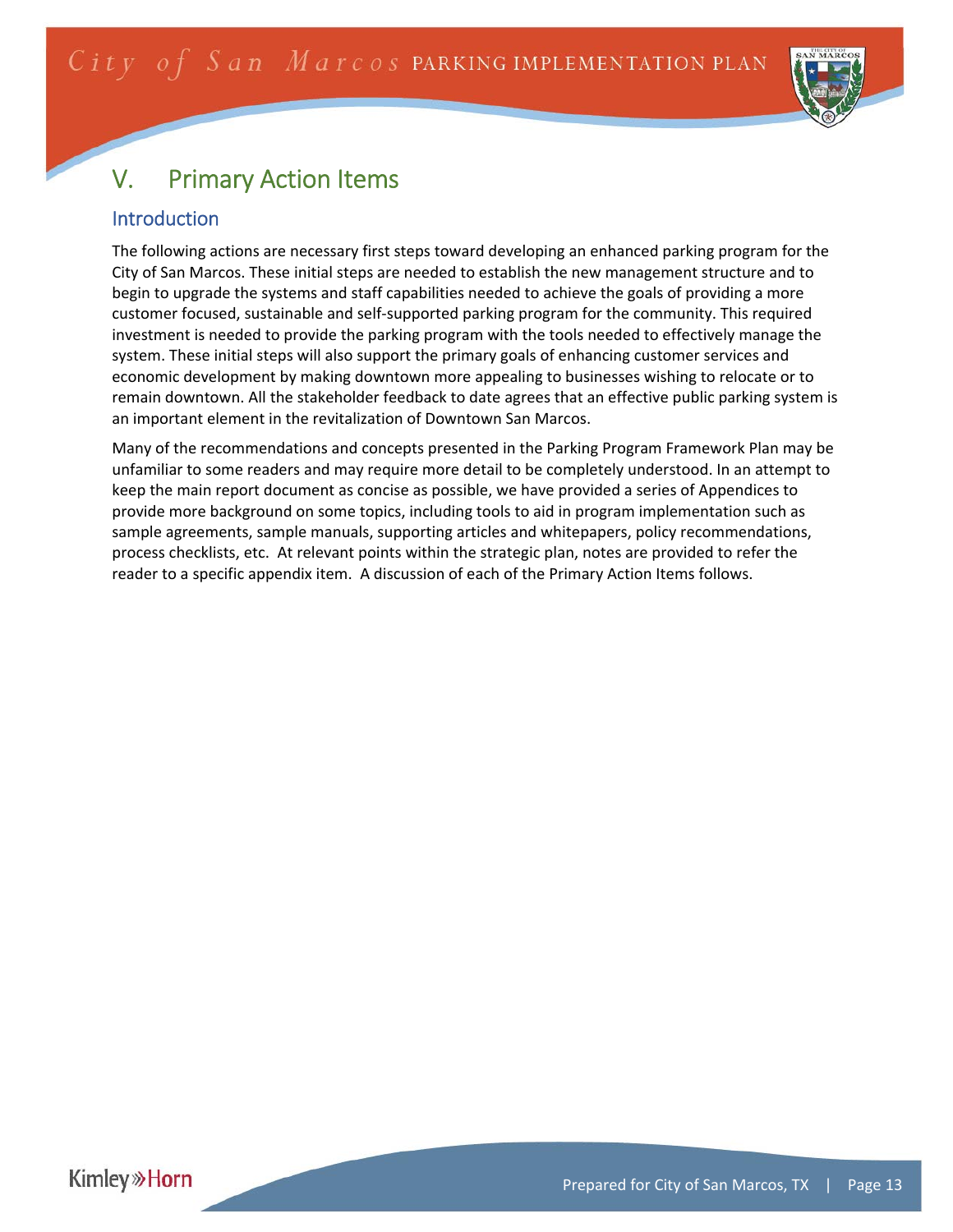# V. Primary Action Items

## Introduction

The following actions are necessary first steps toward developing an enhanced parking program for the City of San Marcos. These initial steps are needed to establish the new management structure and to begin to upgrade the systems and staff capabilities needed to achieve the goals of providing a more customer focused, sustainable and self-supported parking program for the community. This required investment is needed to provide the parking program with the tools needed to effectively manage the system. These initial steps will also support the primary goals of enhancing customer services and economic development by making downtown more appealing to businesses wishing to relocate or to remain downtown. All the stakeholder feedback to date agrees that an effective public parking system is an important element in the revitalization of Downtown San Marcos.

Many of the recommendations and concepts presented in the Parking Program Framework Plan may be unfamiliar to some readers and may require more detail to be completely understood. In an attempt to keep the main report document as concise as possible, we have provided a series of Appendices to provide more background on some topics, including tools to aid in program implementation such as sample agreements, sample manuals, supporting articles and whitepapers, policy recommendations, process checklists, etc. At relevant points within the strategic plan, notes are provided to refer the reader to a specific appendix item. A discussion of each of the Primary Action Items follows.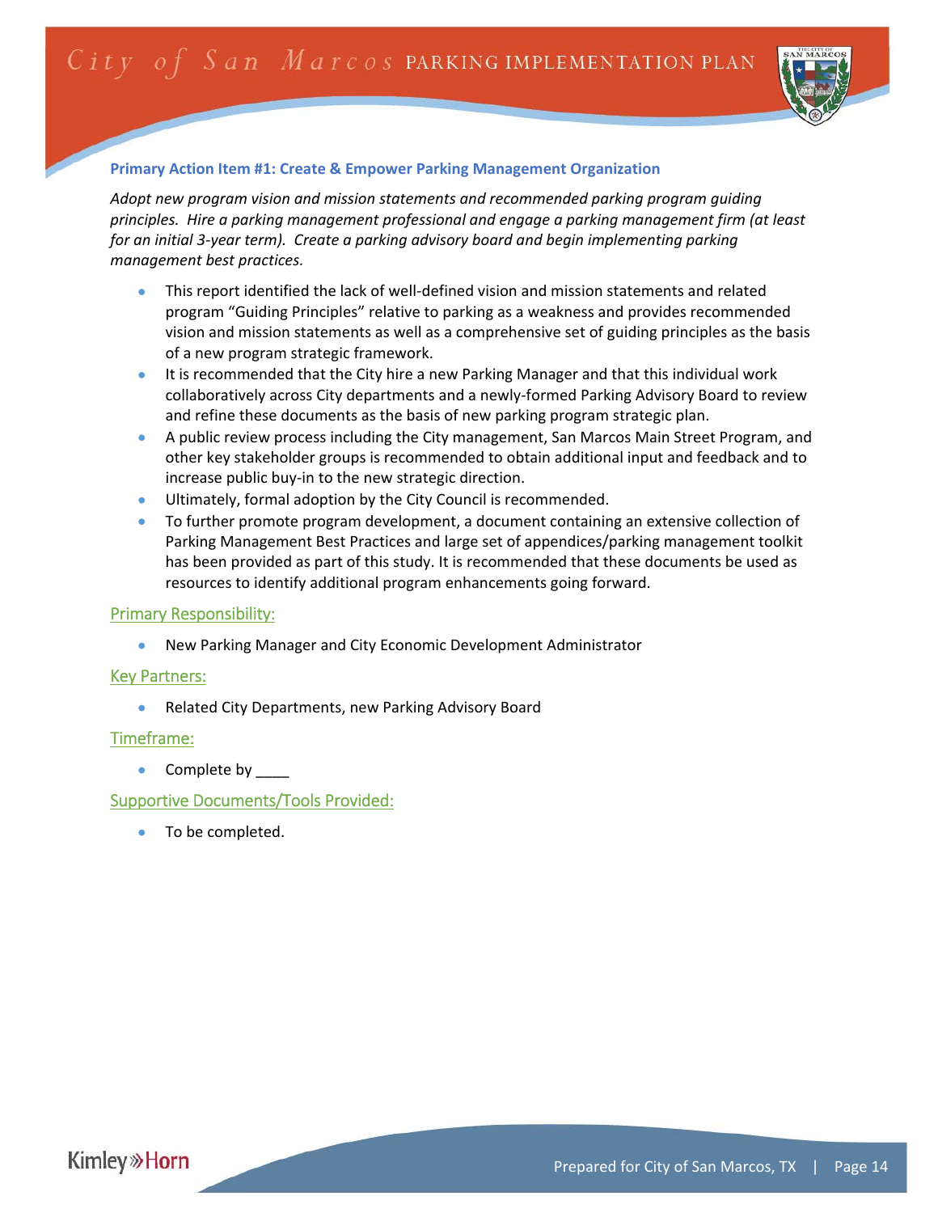### Primary Action Item #1: Create & Empower Parking Management Organization

*Adopt new program vision and mission statements and recommended parking program guiding principles. Hire a parking management professional and engage a parking management firm (at least for an initial 3-year term). Create a parking advisory board and begin implementing parking management best practices.*

- This report identified the lack of well-defined vision and mission statements and related program "Guiding Principles" relative to parking as a weakness and provides recommended vision and mission statements as well as a comprehensive set of guiding principles as the basis of a new program strategic framework.
- It is recommended that the City hire a new Parking Manager and that this individual work collaboratively across City departments and a newly-formed Parking Advisory Board to review and refine these documents as the basis of new parking program strategic plan.
- A public review process including the City management, San Marcos Main Street Program, and other key stakeholder groups is recommended to obtain additional input and feedback and to increase public buy-in to the new strategic direction.
- Ultimately, formal adoption by the City Council is recommended.
- To further promote program development, a document containing an extensive collection of Parking Management Best Practices and large set of appendices/parking management toolkit has been provided as part of this study. It is recommended that these documents be used as resources to identify additional program enhancements going forward.

#### Primary Responsibility:

- New Parking Manager and City Economic Development Administrator

#### Key Partners:

- Related City Departments, new Parking Advisory Board

#### Timeframe:

- Complete by ____

#### Supportive Documents/Tools Provided:

- To be completed.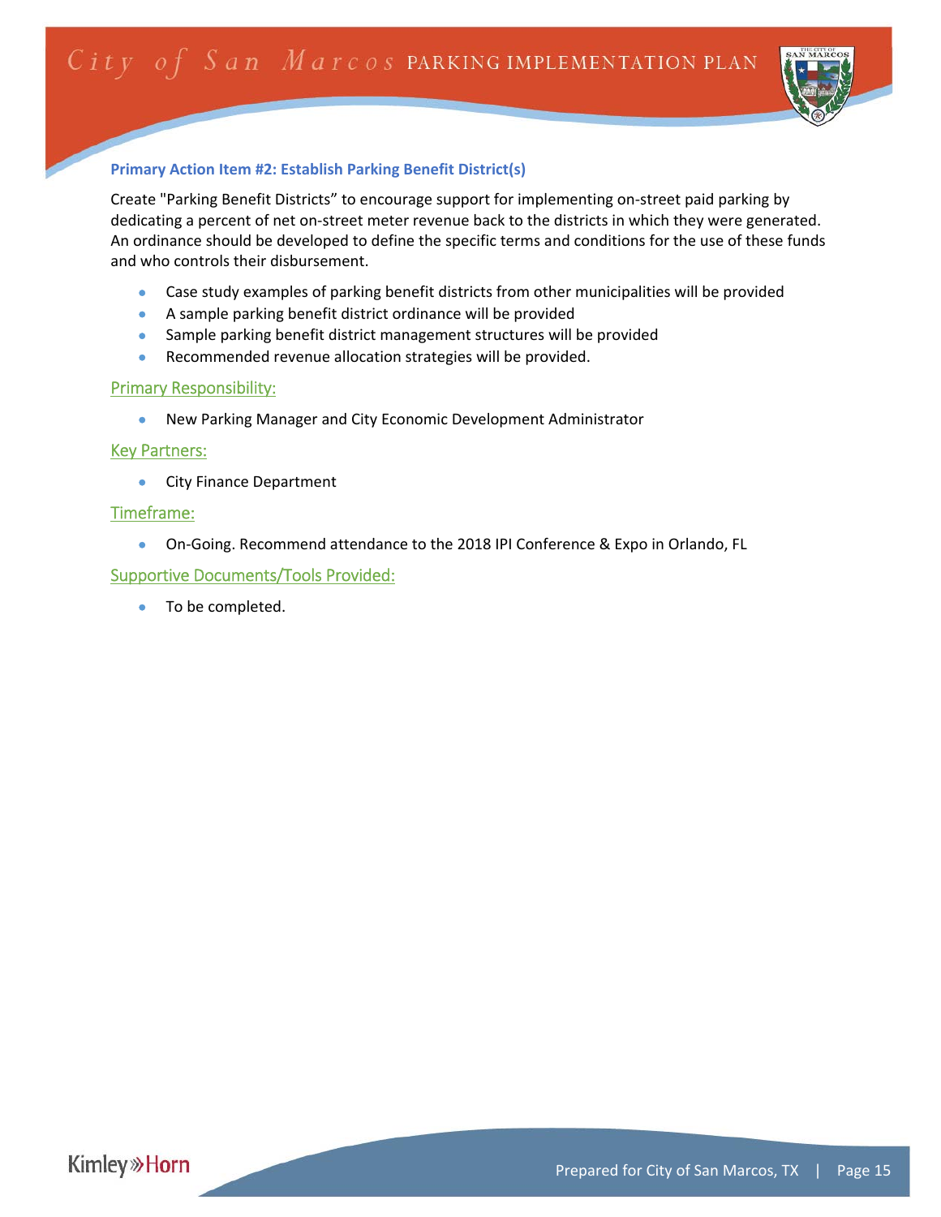### Primary Action Item #2: Establish Parking Benefit District(s)

Create "Parking Benefit Districts" to encourage support for implementing on-street paid parking by dedicating a percent of net on-street meter revenue back to the districts in which they were generated. An ordinance should be developed to define the specific terms and conditions for the use of these funds and who controls their disbursement.

- Case study examples of parking benefit districts from other municipalities will be provided
- A sample parking benefit district ordinance will be provided
- Sample parking benefit district management structures will be provided
- Recommended revenue allocation strategies will be provided.

#### Primary Responsibility:

- New Parking Manager and City Economic Development Administrator

#### Key Partners:

- City Finance Department

#### Timeframe:

- On-Going. Recommend attendance to the 2018 IPI Conference & Expo in Orlando, FL

#### Supportive Documents/Tools Provided:

- To be completed.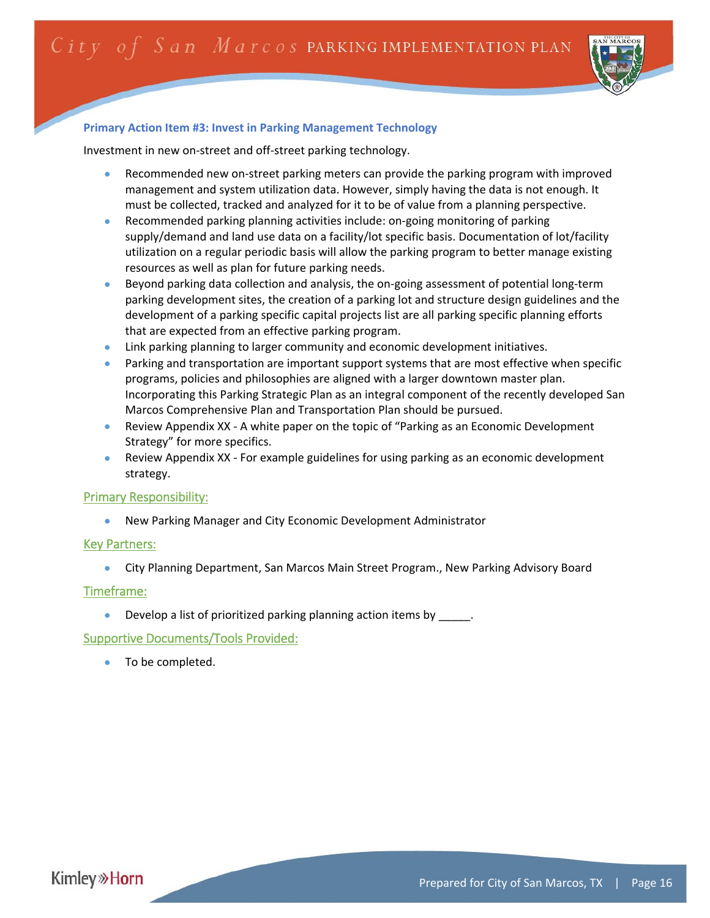### Primary Action Item #3: Invest in Parking Management Technology

Investment in new on-street and off-street parking technology.

- Recommended new on-street parking meters can provide the parking program with improved management and system utilization data. However, simply having the data is not enough. It must be collected, tracked and analyzed for it to be of value from a planning perspective.
- Recommended parking planning activities include: on-going monitoring of parking supply/demand and land use data on a facility/lot specific basis. Documentation of lot/facility utilization on a regular periodic basis will allow the parking program to better manage existing resources as well as plan for future parking needs.
- Beyond parking data collection and analysis, the on-going assessment of potential long-term parking development sites, the creation of a parking lot and structure design guidelines and the development of a parking specific capital projects list are all parking specific planning efforts that are expected from an effective parking program.
- Link parking planning to larger community and economic development initiatives.
- Parking and transportation are important support systems that are most effective when specific programs, policies and philosophies are aligned with a larger downtown master plan. Incorporating this Parking Strategic Plan as an integral component of the recently developed San Marcos Comprehensive Plan and Transportation Plan should be pursued.
- Review Appendix XX - A white paper on the topic of "Parking as an Economic Development Strategy" for more specifics.
- Review Appendix XX - For example guidelines for using parking as an economic development strategy.

#### Primary Responsibility:

- New Parking Manager and City Economic Development Administrator

#### Key Partners:

- City Planning Department, San Marcos Main Street Program., New Parking Advisory Board

#### Timeframe:

- Develop a list of prioritized parking planning action items by _____.

#### Supportive Documents/Tools Provided:

- To be completed.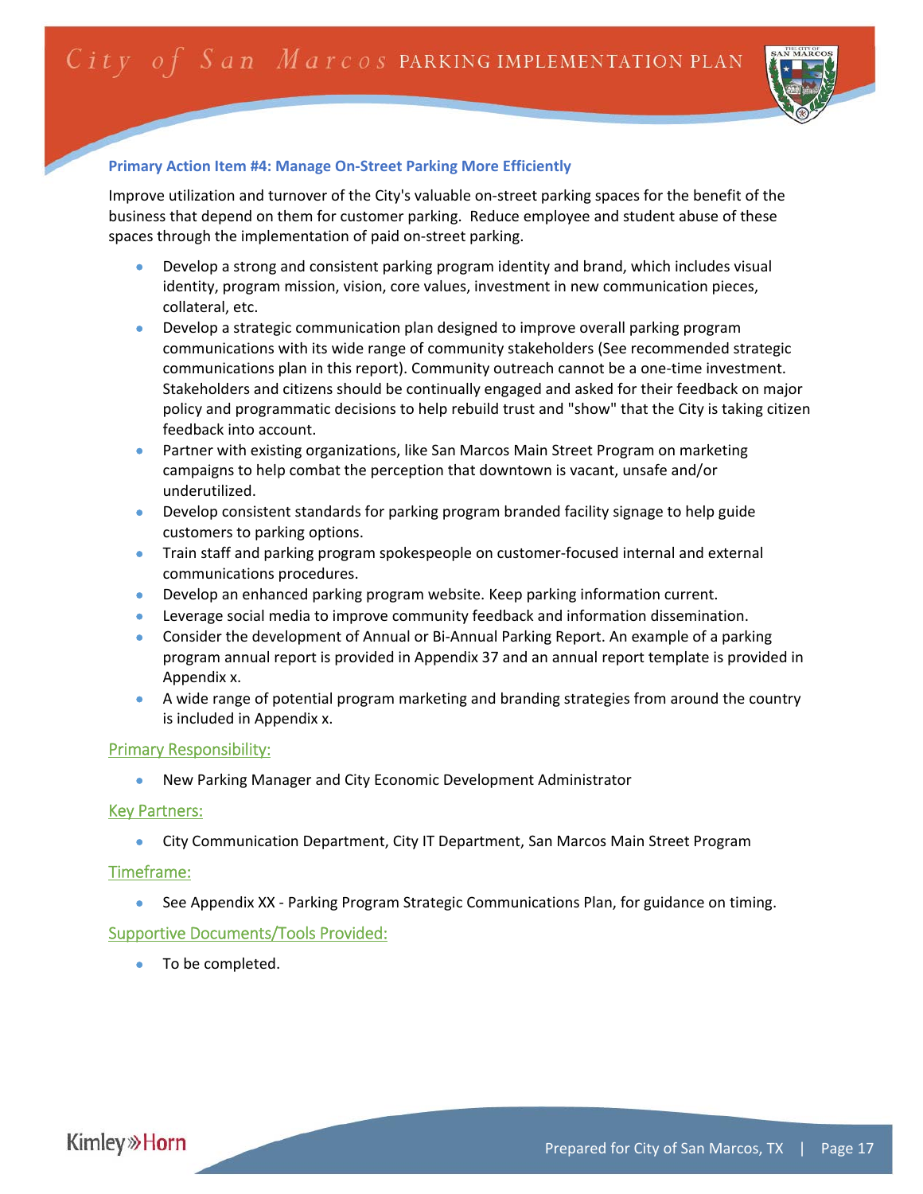### Primary Action Item #4: Manage On-Street Parking More Efficiently

Improve utilization and turnover of the City's valuable on-street parking spaces for the benefit of the business that depend on them for customer parking. Reduce employee and student abuse of these spaces through the implementation of paid on-street parking.

- Develop a strong and consistent parking program identity and brand, which includes visual identity, program mission, vision, core values, investment in new communication pieces, collateral, etc.
- Develop a strategic communication plan designed to improve overall parking program communications with its wide range of community stakeholders (See recommended strategic communications plan in this report). Community outreach cannot be a one-time investment. Stakeholders and citizens should be continually engaged and asked for their feedback on major policy and programmatic decisions to help rebuild trust and "show" that the City is taking citizen feedback into account.
- Partner with existing organizations, like San Marcos Main Street Program on marketing campaigns to help combat the perception that downtown is vacant, unsafe and/or underutilized.
- Develop consistent standards for parking program branded facility signage to help guide customers to parking options.
- Train staff and parking program spokespeople on customer-focused internal and external communications procedures.
- Develop an enhanced parking program website. Keep parking information current.
- Leverage social media to improve community feedback and information dissemination.
- Consider the development of Annual or Bi-Annual Parking Report. An example of a parking program annual report is provided in Appendix 37 and an annual report template is provided in Appendix x.
- A wide range of potential program marketing and branding strategies from around the country is included in Appendix x.

#### Primary Responsibility:

- New Parking Manager and City Economic Development Administrator

#### Key Partners:

- City Communication Department, City IT Department, San Marcos Main Street Program

#### Timeframe:

- See Appendix XX - Parking Program Strategic Communications Plan, for guidance on timing.

#### Supportive Documents/Tools Provided:

- To be completed.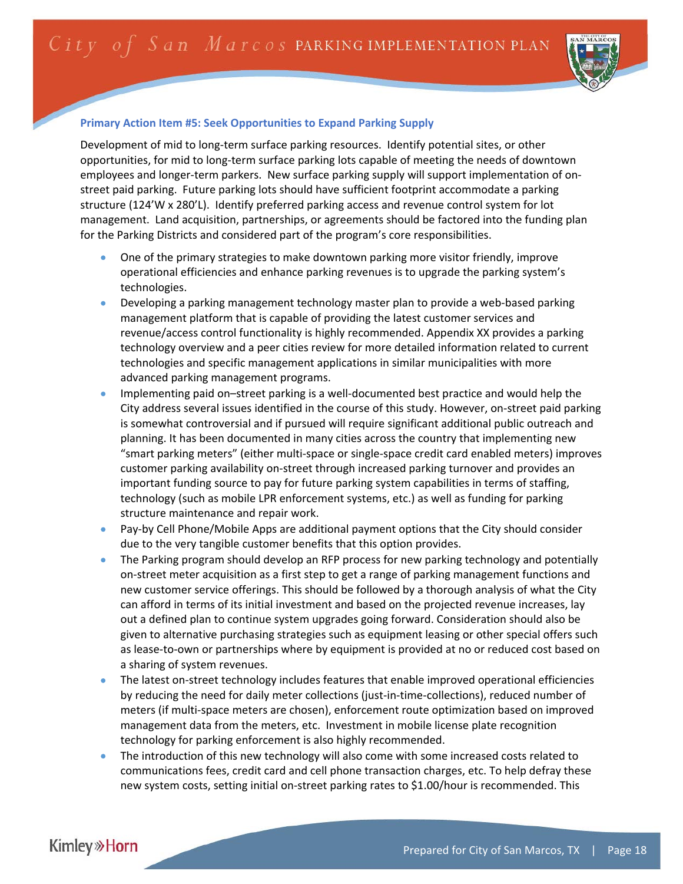### Primary Action Item #5: Seek Opportunities to Expand Parking Supply

Development of mid to long-term surface parking resources. Identify potential sites, or other opportunities, for mid to long-term surface parking lots capable of meeting the needs of downtown employees and longer-term parkers. New surface parking supply will support implementation of on-street paid parking. Future parking lots should have sufficient footprint accommodate a parking structure (124'W x 280'L). Identify preferred parking access and revenue control system for lot management. Land acquisition, partnerships, or agreements should be factored into the funding plan for the Parking Districts and considered part of the program's core responsibilities.

- One of the primary strategies to make downtown parking more visitor friendly, improve operational efficiencies and enhance parking revenues is to upgrade the parking system's technologies.
- Developing a parking management technology master plan to provide a web-based parking management platform that is capable of providing the latest customer services and revenue/access control functionality is highly recommended. Appendix XX provides a parking technology overview and a peer cities review for more detailed information related to current technologies and specific management applications in similar municipalities with more advanced parking management programs.
- Implementing paid on–street parking is a well-documented best practice and would help the City address several issues identified in the course of this study. However, on-street paid parking is somewhat controversial and if pursued will require significant additional public outreach and planning. It has been documented in many cities across the country that implementing new "smart parking meters" (either multi-space or single-space credit card enabled meters) improves customer parking availability on-street through increased parking turnover and provides an important funding source to pay for future parking system capabilities in terms of staffing, technology (such as mobile LPR enforcement systems, etc.) as well as funding for parking structure maintenance and repair work.
- Pay-by Cell Phone/Mobile Apps are additional payment options that the City should consider due to the very tangible customer benefits that this option provides.
- The Parking program should develop an RFP process for new parking technology and potentially on-street meter acquisition as a first step to get a range of parking management functions and new customer service offerings. This should be followed by a thorough analysis of what the City can afford in terms of its initial investment and based on the projected revenue increases, lay out a defined plan to continue system upgrades going forward. Consideration should also be given to alternative purchasing strategies such as equipment leasing or other special offers such as lease-to-own or partnerships where by equipment is provided at no or reduced cost based on a sharing of system revenues.
- The latest on-street technology includes features that enable improved operational efficiencies by reducing the need for daily meter collections (just-in-time-collections), reduced number of meters (if multi-space meters are chosen), enforcement route optimization based on improved management data from the meters, etc. Investment in mobile license plate recognition technology for parking enforcement is also highly recommended.
- The introduction of this new technology will also come with some increased costs related to communications fees, credit card and cell phone transaction charges, etc. To help defray these new system costs, setting initial on-street parking rates to $1.00/hour is recommended. This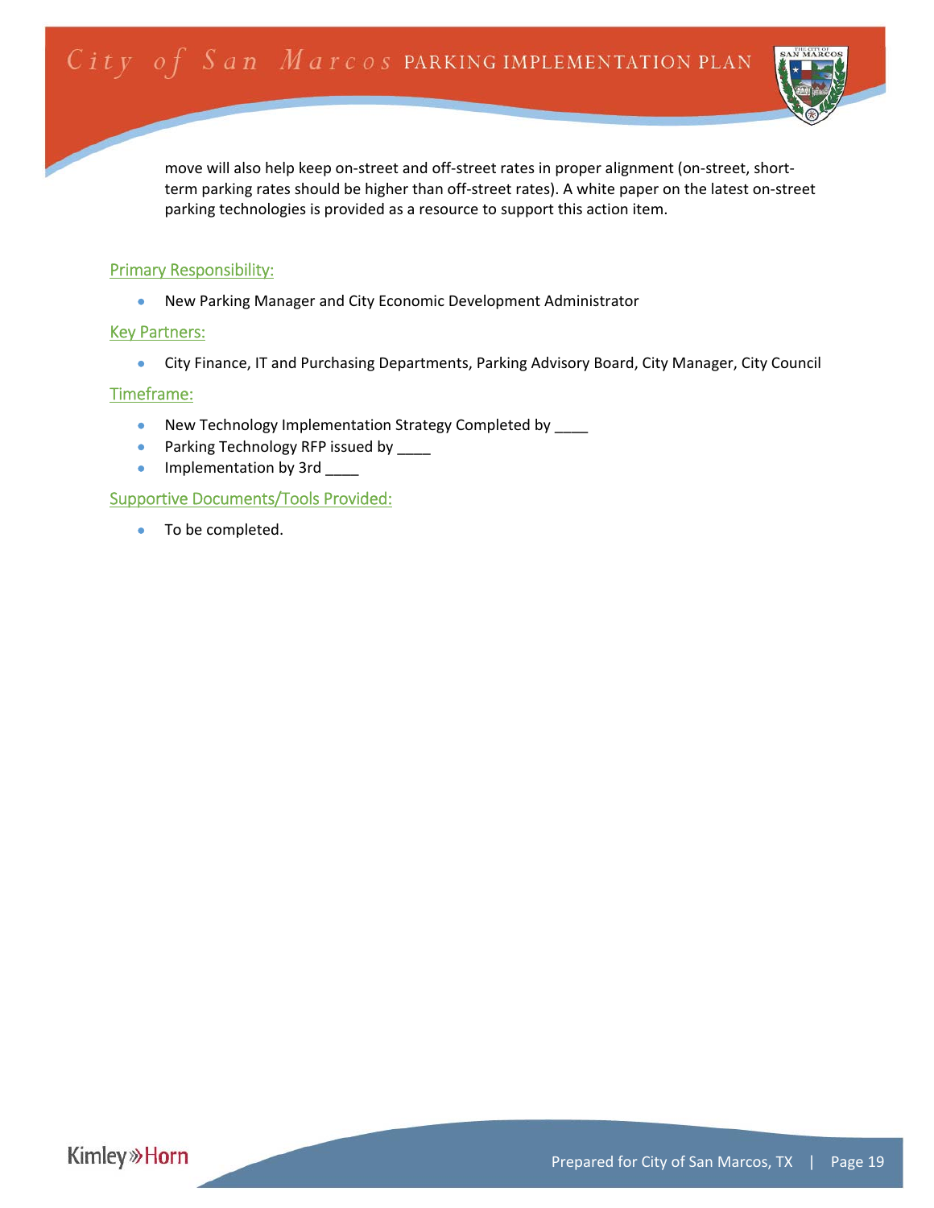move will also help keep on-street and off-street rates in proper alignment (on-street, short-term parking rates should be higher than off-street rates). A white paper on the latest on-street parking technologies is provided as a resource to support this action item.

### Primary Responsibility:

- New Parking Manager and City Economic Development Administrator

### Key Partners:

- City Finance, IT and Purchasing Departments, Parking Advisory Board, City Manager, City Council

### Timeframe:

- New Technology Implementation Strategy Completed by ____
- Parking Technology RFP issued by ____
- Implementation by 3rd ____

### Supportive Documents/Tools Provided:

- To be completed.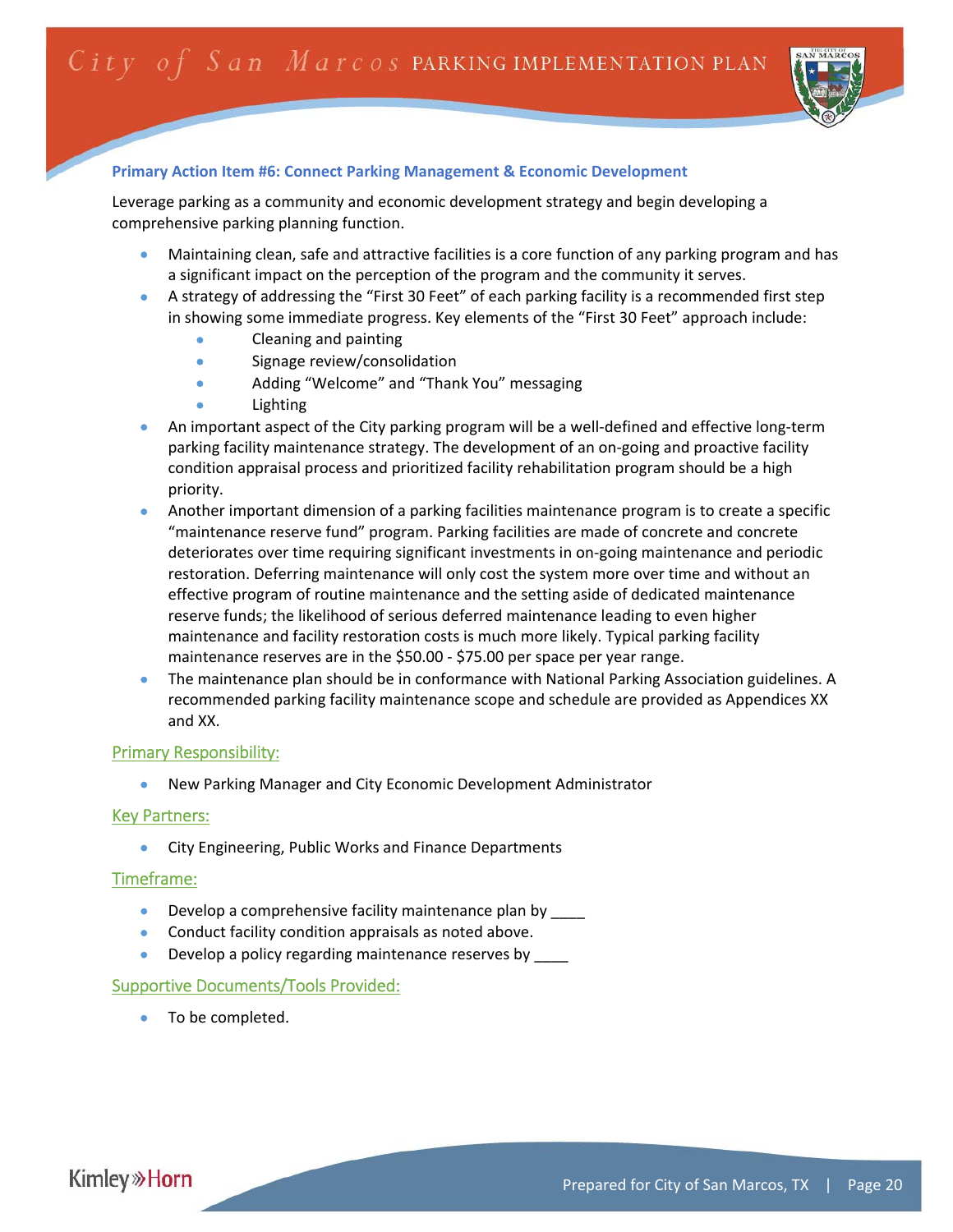### Primary Action Item #6: Connect Parking Management & Economic Development

Leverage parking as a community and economic development strategy and begin developing a comprehensive parking planning function.

- Maintaining clean, safe and attractive facilities is a core function of any parking program and has a significant impact on the perception of the program and the community it serves.
- A strategy of addressing the "First 30 Feet" of each parking facility is a recommended first step in showing some immediate progress. Key elements of the "First 30 Feet" approach include:
    - Cleaning and painting
    - Signage review/consolidation
    - Adding "Welcome" and "Thank You" messaging
    - Lighting
- An important aspect of the City parking program will be a well-defined and effective long-term parking facility maintenance strategy. The development of an on-going and proactive facility condition appraisal process and prioritized facility rehabilitation program should be a high priority.
- Another important dimension of a parking facilities maintenance program is to create a specific "maintenance reserve fund" program. Parking facilities are made of concrete and concrete deteriorates over time requiring significant investments in on-going maintenance and periodic restoration. Deferring maintenance will only cost the system more over time and without an effective program of routine maintenance and the setting aside of dedicated maintenance reserve funds; the likelihood of serious deferred maintenance leading to even higher maintenance and facility restoration costs is much more likely. Typical parking facility maintenance reserves are in the $50.00 - $75.00 per space per year range.
- The maintenance plan should be in conformance with National Parking Association guidelines. A recommended parking facility maintenance scope and schedule are provided as Appendices XX and XX.

#### Primary Responsibility:

- New Parking Manager and City Economic Development Administrator

#### Key Partners:

- City Engineering, Public Works and Finance Departments

#### Timeframe:

- Develop a comprehensive facility maintenance plan by ____
- Conduct facility condition appraisals as noted above.
- Develop a policy regarding maintenance reserves by ____

#### Supportive Documents/Tools Provided:

- To be completed.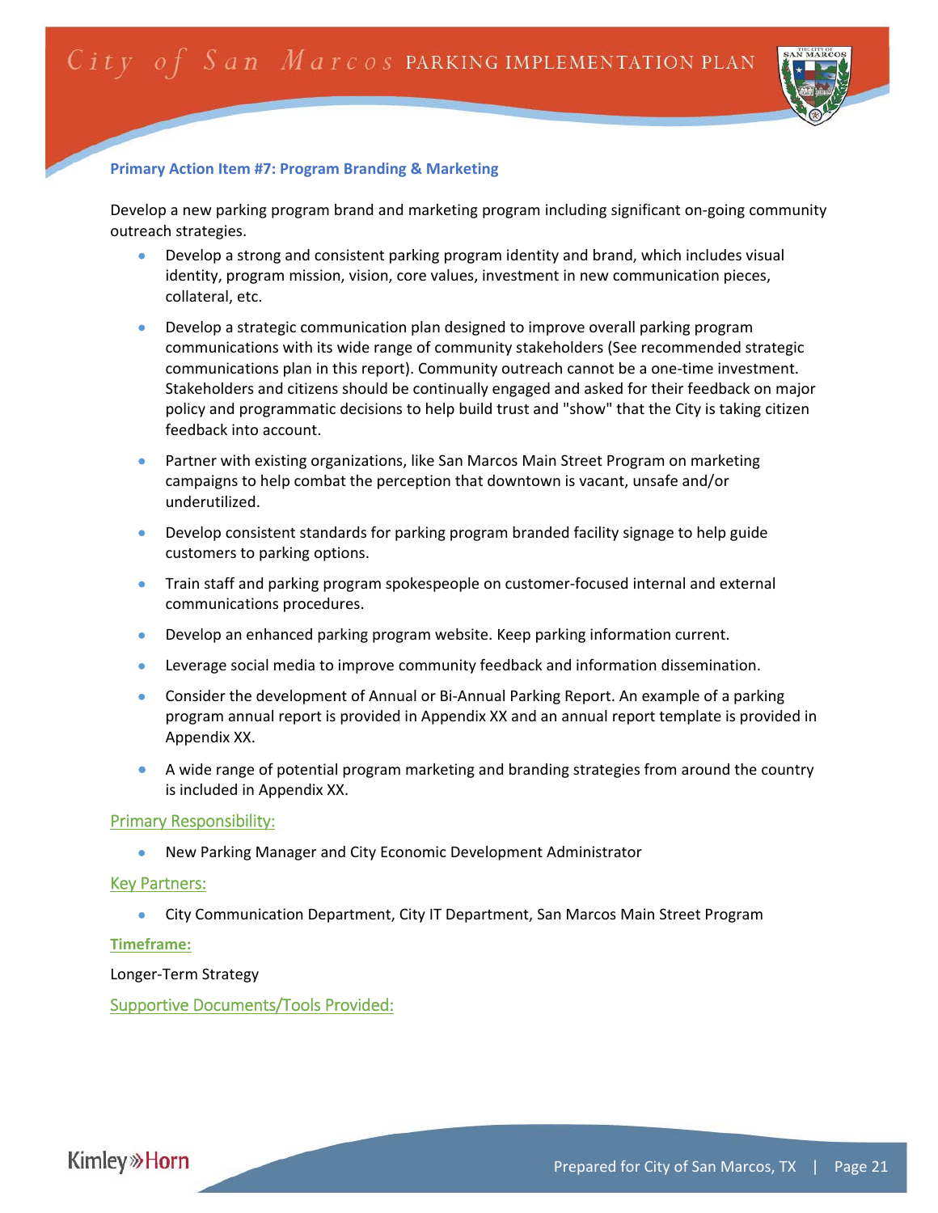### Primary Action Item #7: Program Branding & Marketing

Develop a new parking program brand and marketing program including significant on-going community outreach strategies.

- Develop a strong and consistent parking program identity and brand, which includes visual identity, program mission, vision, core values, investment in new communication pieces, collateral, etc.
- Develop a strategic communication plan designed to improve overall parking program communications with its wide range of community stakeholders (See recommended strategic communications plan in this report). Community outreach cannot be a one-time investment. Stakeholders and citizens should be continually engaged and asked for their feedback on major policy and programmatic decisions to help build trust and "show" that the City is taking citizen feedback into account.
- Partner with existing organizations, like San Marcos Main Street Program on marketing campaigns to help combat the perception that downtown is vacant, unsafe and/or underutilized.
- Develop consistent standards for parking program branded facility signage to help guide customers to parking options.
- Train staff and parking program spokespeople on customer-focused internal and external communications procedures.
- Develop an enhanced parking program website. Keep parking information current.
- Leverage social media to improve community feedback and information dissemination.
- Consider the development of Annual or Bi-Annual Parking Report. An example of a parking program annual report is provided in Appendix XX and an annual report template is provided in Appendix XX.
- A wide range of potential program marketing and branding strategies from around the country is included in Appendix XX.

Primary Responsibility:

- New Parking Manager and City Economic Development Administrator

Key Partners:

- City Communication Department, City IT Department, San Marcos Main Street Program

**Timeframe:**

Longer-Term Strategy

Supportive Documents/Tools Provided: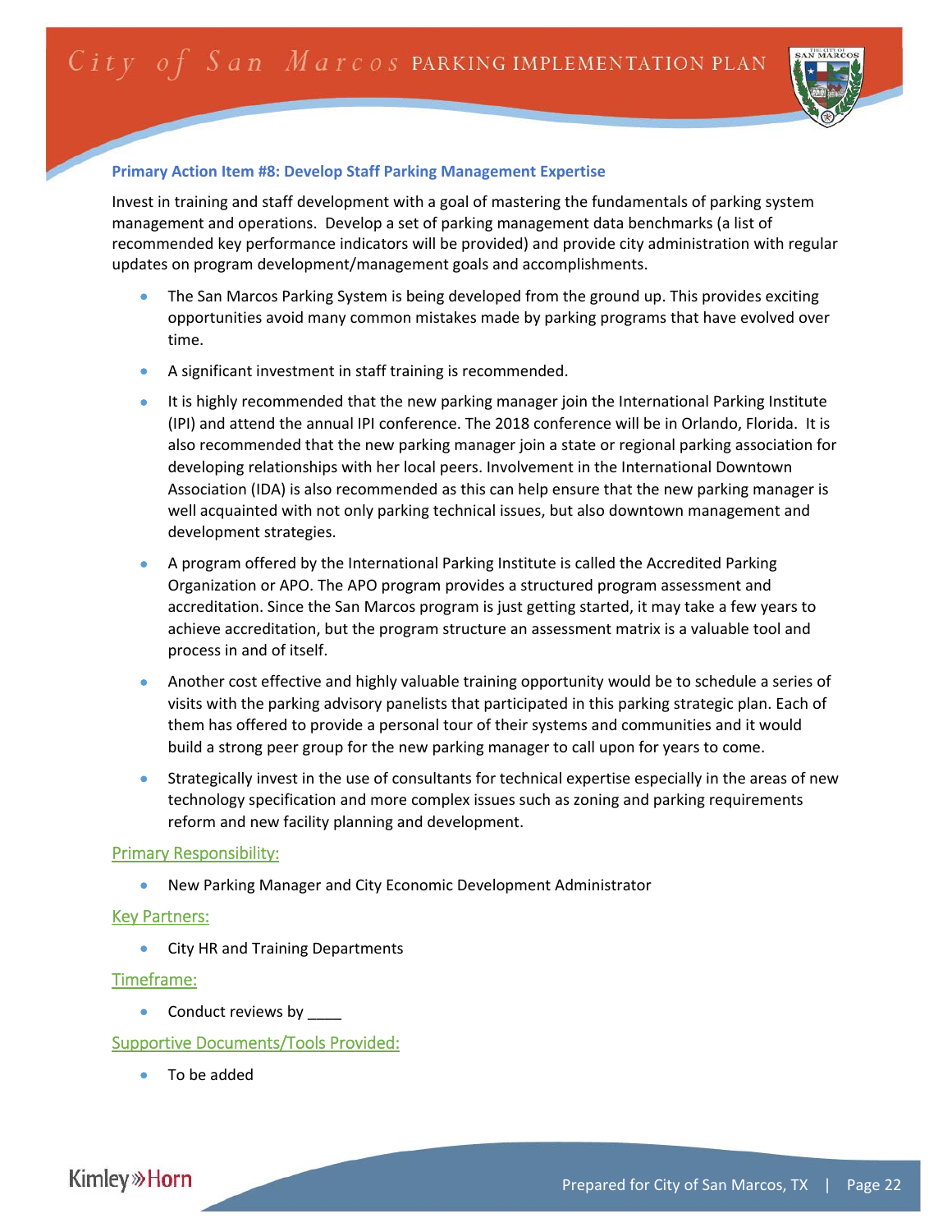### Primary Action Item #8: Develop Staff Parking Management Expertise

Invest in training and staff development with a goal of mastering the fundamentals of parking system management and operations. Develop a set of parking management data benchmarks (a list of recommended key performance indicators will be provided) and provide city administration with regular updates on program development/management goals and accomplishments.

- The San Marcos Parking System is being developed from the ground up. This provides exciting opportunities avoid many common mistakes made by parking programs that have evolved over time.
- A significant investment in staff training is recommended.
- It is highly recommended that the new parking manager join the International Parking Institute (IPI) and attend the annual IPI conference. The 2018 conference will be in Orlando, Florida. It is also recommended that the new parking manager join a state or regional parking association for developing relationships with her local peers. Involvement in the International Downtown Association (IDA) is also recommended as this can help ensure that the new parking manager is well acquainted with not only parking technical issues, but also downtown management and development strategies.
- A program offered by the International Parking Institute is called the Accredited Parking Organization or APO. The APO program provides a structured program assessment and accreditation. Since the San Marcos program is just getting started, it may take a few years to achieve accreditation, but the program structure an assessment matrix is a valuable tool and process in and of itself.
- Another cost effective and highly valuable training opportunity would be to schedule a series of visits with the parking advisory panelists that participated in this parking strategic plan. Each of them has offered to provide a personal tour of their systems and communities and it would build a strong peer group for the new parking manager to call upon for years to come.
- Strategically invest in the use of consultants for technical expertise especially in the areas of new technology specification and more complex issues such as zoning and parking requirements reform and new facility planning and development.

Primary Responsibility:

- New Parking Manager and City Economic Development Administrator

Key Partners:

- City HR and Training Departments

Timeframe:

- Conduct reviews by ____

Supportive Documents/Tools Provided:

- To be added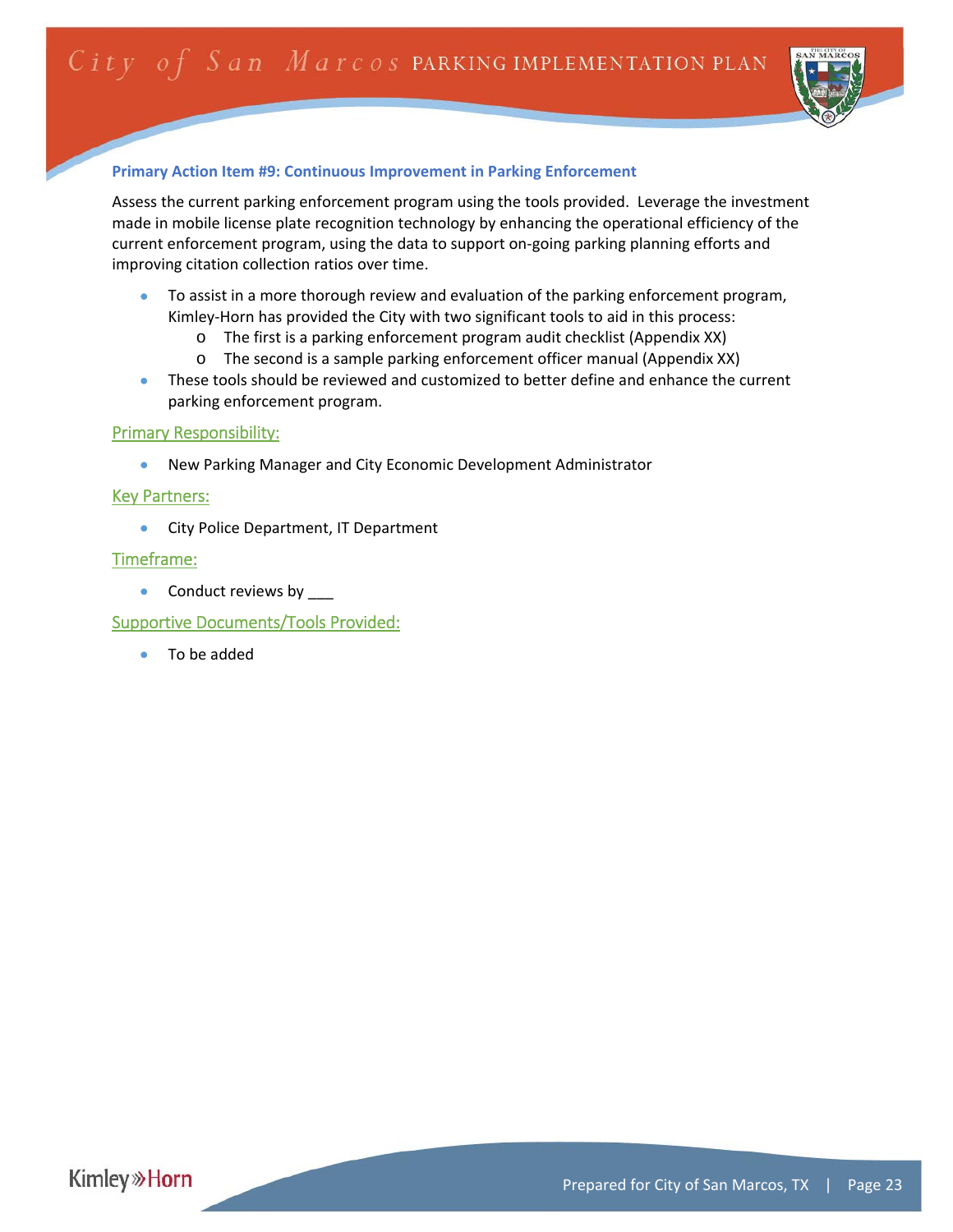**Primary Action Item #9: Continuous Improvement in Parking Enforcement**

Assess the current parking enforcement program using the tools provided. Leverage the investment made in mobile license plate recognition technology by enhancing the operational efficiency of the current enforcement program, using the data to support on-going parking planning efforts and improving citation collection ratios over time.

- To assist in a more thorough review and evaluation of the parking enforcement program, Kimley-Horn has provided the City with two significant tools to aid in this process:
  - The first is a parking enforcement program audit checklist (Appendix XX)
  - The second is a sample parking enforcement officer manual (Appendix XX)
- These tools should be reviewed and customized to better define and enhance the current parking enforcement program.

## Primary Responsibility:

- New Parking Manager and City Economic Development Administrator

## Key Partners:

- City Police Department, IT Department

## Timeframe:

- Conduct reviews by ___

## Supportive Documents/Tools Provided:

- To be added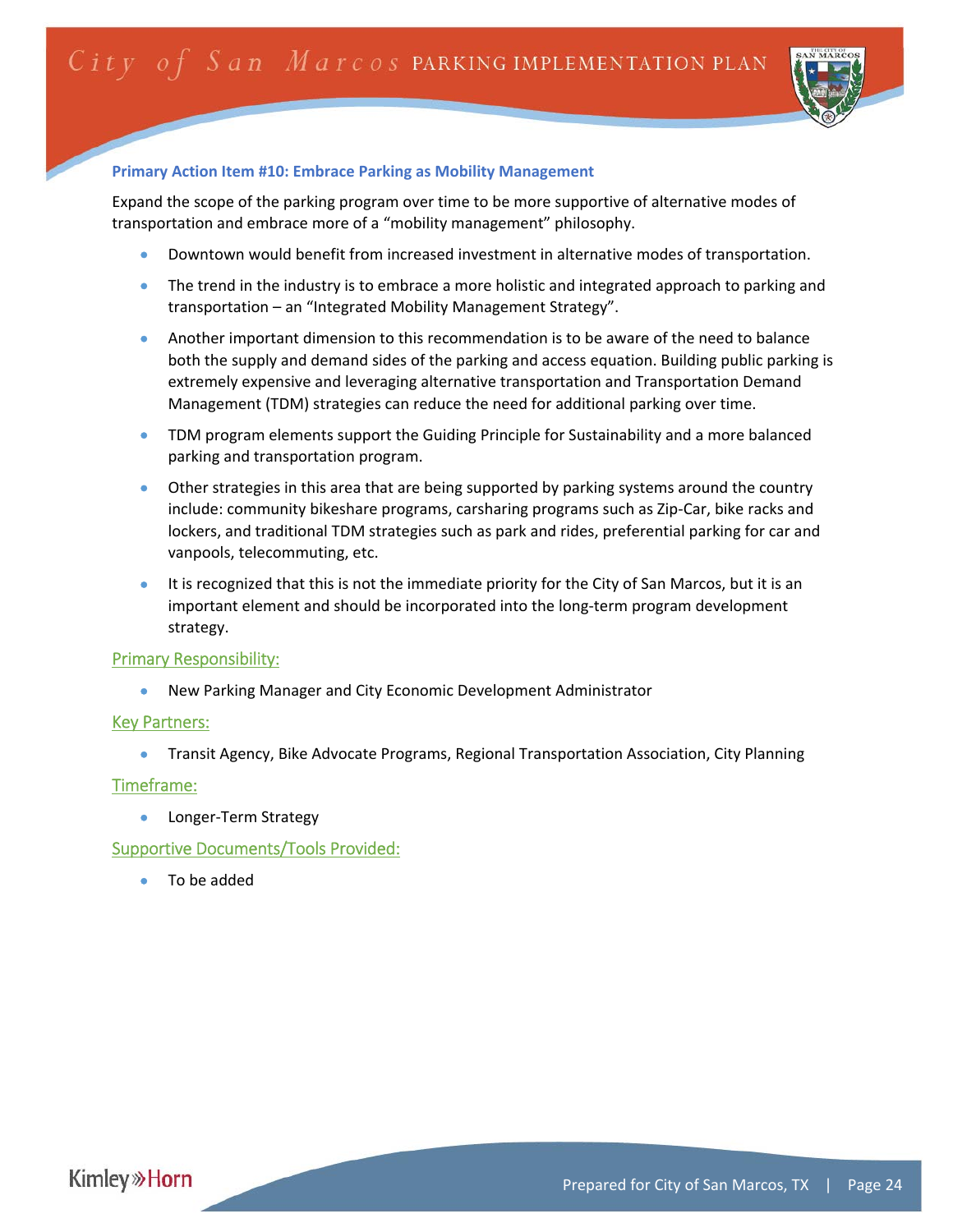### Primary Action Item #10: Embrace Parking as Mobility Management

Expand the scope of the parking program over time to be more supportive of alternative modes of transportation and embrace more of a "mobility management" philosophy.

- Downtown would benefit from increased investment in alternative modes of transportation.
- The trend in the industry is to embrace a more holistic and integrated approach to parking and transportation – an "Integrated Mobility Management Strategy".
- Another important dimension to this recommendation is to be aware of the need to balance both the supply and demand sides of the parking and access equation. Building public parking is extremely expensive and leveraging alternative transportation and Transportation Demand Management (TDM) strategies can reduce the need for additional parking over time.
- TDM program elements support the Guiding Principle for Sustainability and a more balanced parking and transportation program.
- Other strategies in this area that are being supported by parking systems around the country include: community bikeshare programs, carsharing programs such as Zip-Car, bike racks and lockers, and traditional TDM strategies such as park and rides, preferential parking for car and vanpools, telecommuting, etc.
- It is recognized that this is not the immediate priority for the City of San Marcos, but it is an important element and should be incorporated into the long-term program development strategy.

#### Primary Responsibility:

- New Parking Manager and City Economic Development Administrator

#### Key Partners:

- Transit Agency, Bike Advocate Programs, Regional Transportation Association, City Planning

#### Timeframe:

- Longer-Term Strategy

#### Supportive Documents/Tools Provided:

- To be added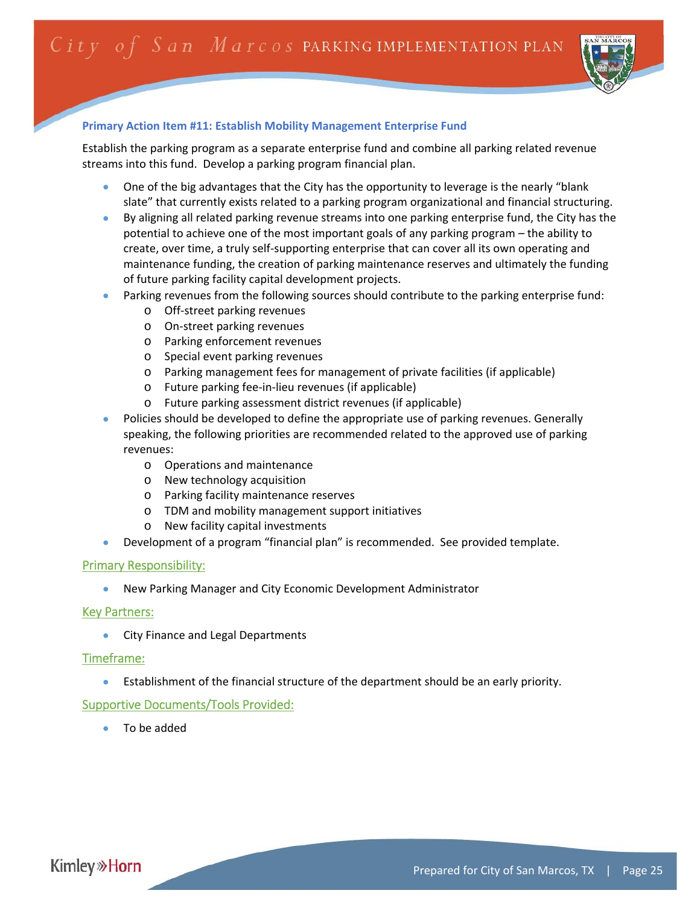### Primary Action Item #11: Establish Mobility Management Enterprise Fund

Establish the parking program as a separate enterprise fund and combine all parking related revenue streams into this fund. Develop a parking program financial plan.

- One of the big advantages that the City has the opportunity to leverage is the nearly "blank slate" that currently exists related to a parking program organizational and financial structuring.
- By aligning all related parking revenue streams into one parking enterprise fund, the City has the potential to achieve one of the most important goals of any parking program – the ability to create, over time, a truly self-supporting enterprise that can cover all its own operating and maintenance funding, the creation of parking maintenance reserves and ultimately the funding of future parking facility capital development projects.
- Parking revenues from the following sources should contribute to the parking enterprise fund:
    - Off-street parking revenues
    - On-street parking revenues
    - Parking enforcement revenues
    - Special event parking revenues
    - Parking management fees for management of private facilities (if applicable)
    - Future parking fee-in-lieu revenues (if applicable)
    - Future parking assessment district revenues (if applicable)
- Policies should be developed to define the appropriate use of parking revenues. Generally speaking, the following priorities are recommended related to the approved use of parking revenues:
    - Operations and maintenance
    - New technology acquisition
    - Parking facility maintenance reserves
    - TDM and mobility management support initiatives
    - New facility capital investments
- Development of a program "financial plan" is recommended. See provided template.

#### Primary Responsibility:

- New Parking Manager and City Economic Development Administrator

#### Key Partners:

- City Finance and Legal Departments

#### Timeframe:

- Establishment of the financial structure of the department should be an early priority.

#### Supportive Documents/Tools Provided:

- To be added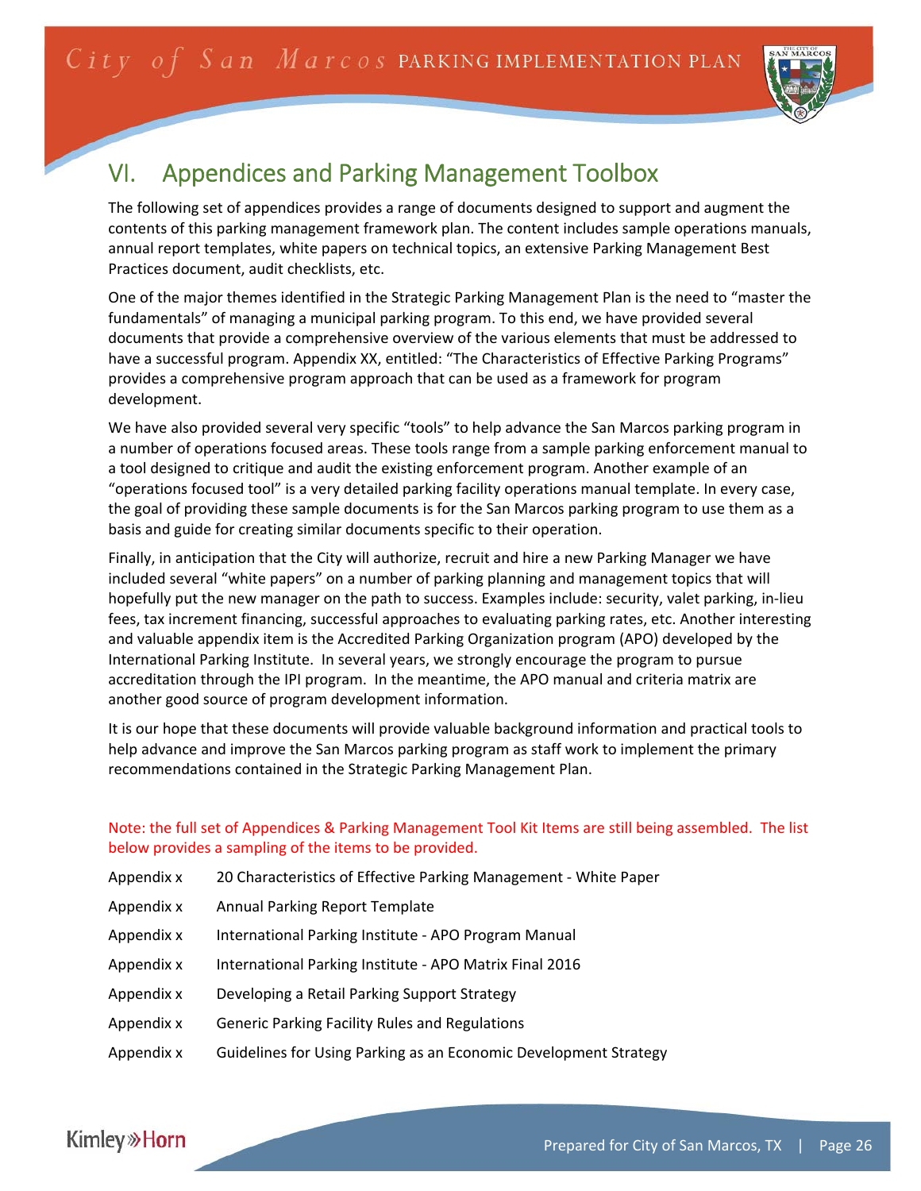# VI. Appendices and Parking Management Toolbox

The following set of appendices provides a range of documents designed to support and augment the contents of this parking management framework plan. The content includes sample operations manuals, annual report templates, white papers on technical topics, an extensive Parking Management Best Practices document, audit checklists, etc.

One of the major themes identified in the Strategic Parking Management Plan is the need to "master the fundamentals" of managing a municipal parking program. To this end, we have provided several documents that provide a comprehensive overview of the various elements that must be addressed to have a successful program. Appendix XX, entitled: "The Characteristics of Effective Parking Programs" provides a comprehensive program approach that can be used as a framework for program development.

We have also provided several very specific "tools" to help advance the San Marcos parking program in a number of operations focused areas. These tools range from a sample parking enforcement manual to a tool designed to critique and audit the existing enforcement program. Another example of an "operations focused tool" is a very detailed parking facility operations manual template. In every case, the goal of providing these sample documents is for the San Marcos parking program to use them as a basis and guide for creating similar documents specific to their operation.

Finally, in anticipation that the City will authorize, recruit and hire a new Parking Manager we have included several "white papers" on a number of parking planning and management topics that will hopefully put the new manager on the path to success. Examples include: security, valet parking, in-lieu fees, tax increment financing, successful approaches to evaluating parking rates, etc. Another interesting and valuable appendix item is the Accredited Parking Organization program (APO) developed by the International Parking Institute. In several years, we strongly encourage the program to pursue accreditation through the IPI program. In the meantime, the APO manual and criteria matrix are another good source of program development information.

It is our hope that these documents will provide valuable background information and practical tools to help advance and improve the San Marcos parking program as staff work to implement the primary recommendations contained in the Strategic Parking Management Plan.

Note: the full set of Appendices & Parking Management Tool Kit Items are still being assembled. The list below provides a sampling of the items to be provided.

- Appendix x — 20 Characteristics of Effective Parking Management - White Paper
- Appendix x — Annual Parking Report Template
- Appendix x — International Parking Institute - APO Program Manual
- Appendix x — International Parking Institute - APO Matrix Final 2016
- Appendix x — Developing a Retail Parking Support Strategy
- Appendix x — Generic Parking Facility Rules and Regulations
- Appendix x — Guidelines for Using Parking as an Economic Development Strategy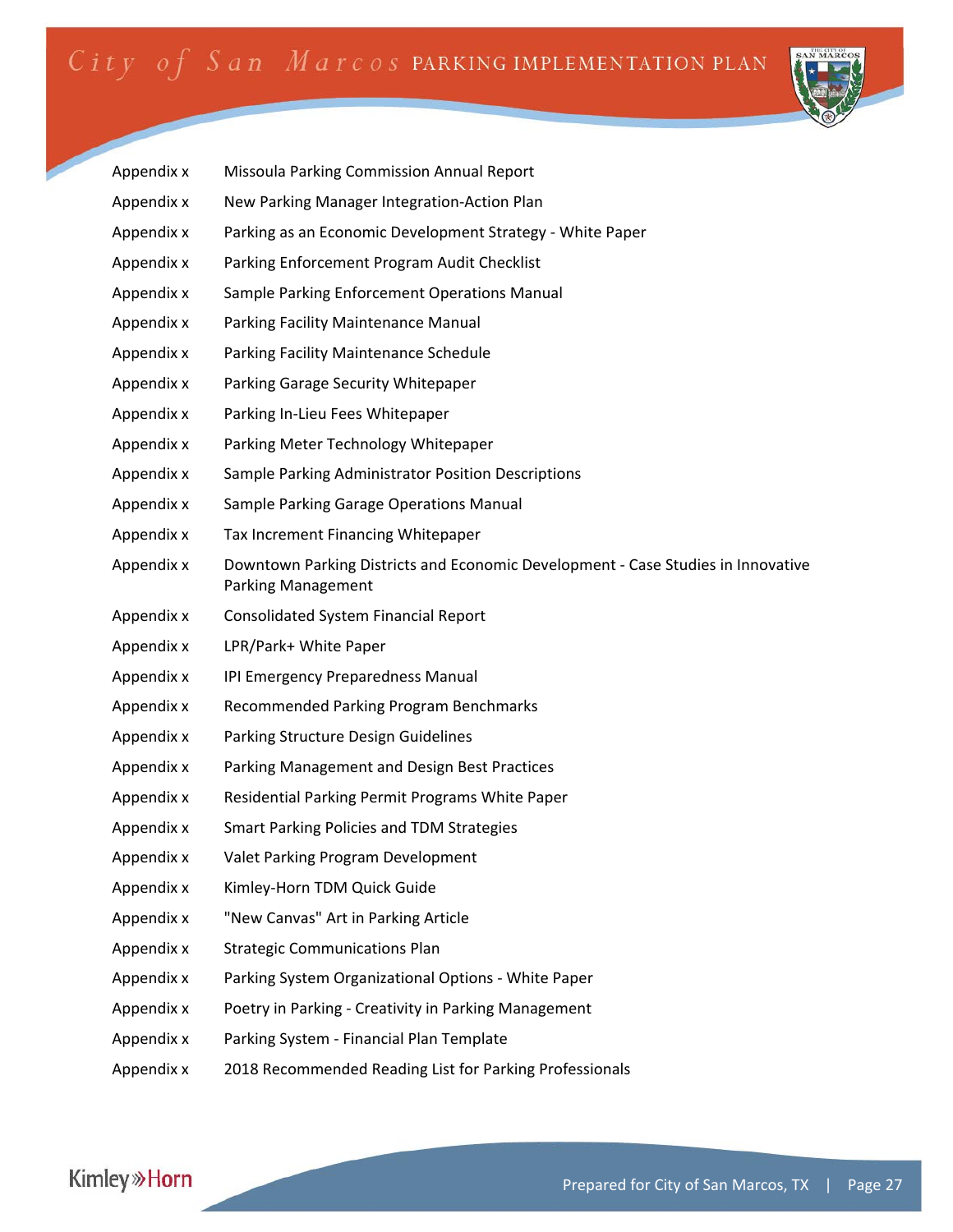| | |
|---|---|
| Appendix x | Missoula Parking Commission Annual Report |
| Appendix x | New Parking Manager Integration-Action Plan |
| Appendix x | Parking as an Economic Development Strategy - White Paper |
| Appendix x | Parking Enforcement Program Audit Checklist |
| Appendix x | Sample Parking Enforcement Operations Manual |
| Appendix x | Parking Facility Maintenance Manual |
| Appendix x | Parking Facility Maintenance Schedule |
| Appendix x | Parking Garage Security Whitepaper |
| Appendix x | Parking In-Lieu Fees Whitepaper |
| Appendix x | Parking Meter Technology Whitepaper |
| Appendix x | Sample Parking Administrator Position Descriptions |
| Appendix x | Sample Parking Garage Operations Manual |
| Appendix x | Tax Increment Financing Whitepaper |
| Appendix x | Downtown Parking Districts and Economic Development - Case Studies in Innovative Parking Management |
| Appendix x | Consolidated System Financial Report |
| Appendix x | LPR/Park+ White Paper |
| Appendix x | IPI Emergency Preparedness Manual |
| Appendix x | Recommended Parking Program Benchmarks |
| Appendix x | Parking Structure Design Guidelines |
| Appendix x | Parking Management and Design Best Practices |
| Appendix x | Residential Parking Permit Programs White Paper |
| Appendix x | Smart Parking Policies and TDM Strategies |
| Appendix x | Valet Parking Program Development |
| Appendix x | Kimley-Horn TDM Quick Guide |
| Appendix x | "New Canvas" Art in Parking Article |
| Appendix x | Strategic Communications Plan |
| Appendix x | Parking System Organizational Options - White Paper |
| Appendix x | Poetry in Parking - Creativity in Parking Management |
| Appendix x | Parking System - Financial Plan Template |
| Appendix x | 2018 Recommended Reading List for Parking Professionals |